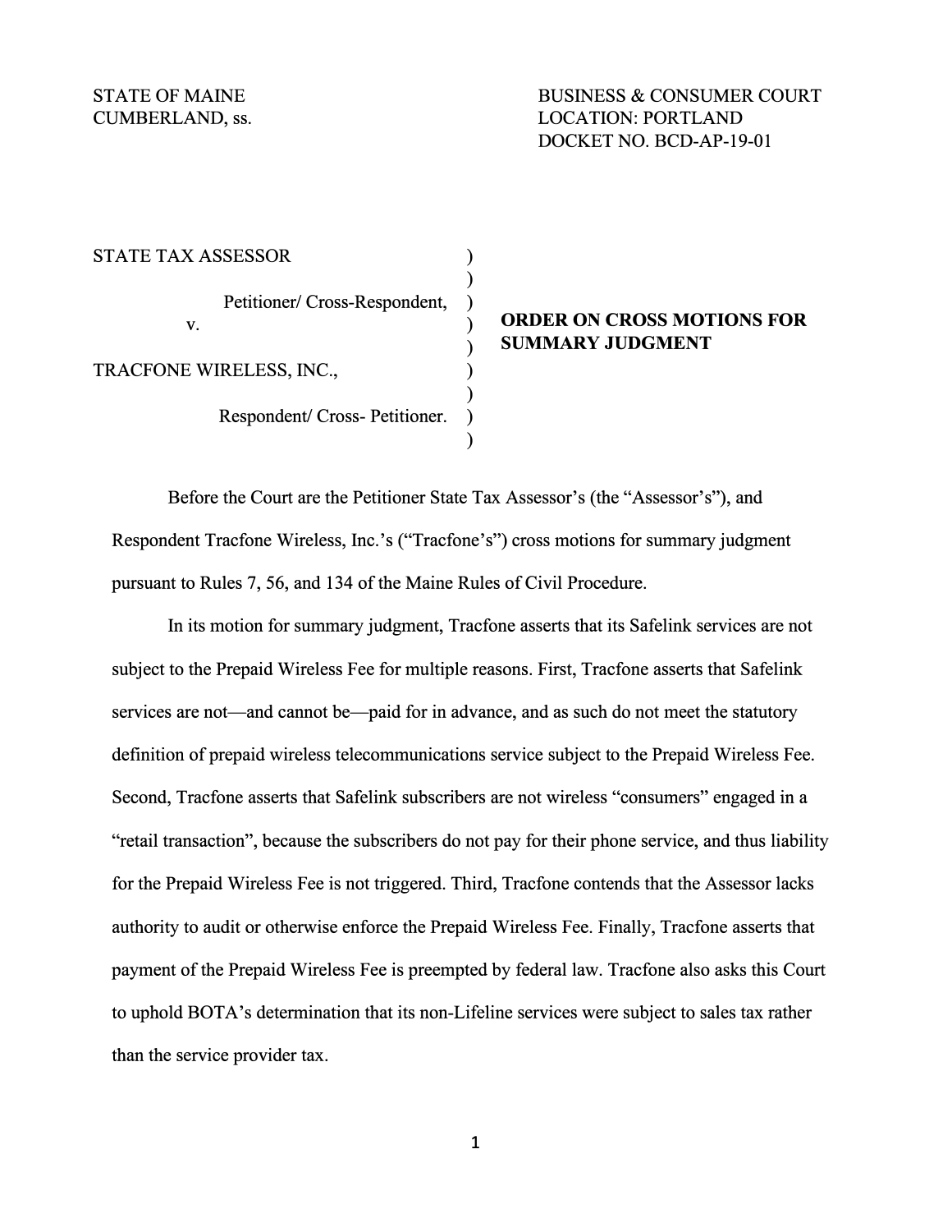STATE OF MAINE
CUMBERLAND, ss.

BUSINESS & CONSUMER COURT
LOCATION: PORTLAND
DOCKET NO. BCD-AP-19-01

STATE TAX ASSESSOR

Petitioner/ Cross-Respondent,

v.

TRACFONE WIRELESS, INC.,

Respondent/ Cross- Petitioner.

**ORDER ON CROSS MOTIONS FOR SUMMARY JUDGMENT**

Before the Court are the Petitioner State Tax Assessor's (the "Assessor's"), and Respondent Tracfone Wireless, Inc.'s ("Tracfone's") cross motions for summary judgment pursuant to Rules 7, 56, and 134 of the Maine Rules of Civil Procedure.

In its motion for summary judgment, Tracfone asserts that its Safelink services are not subject to the Prepaid Wireless Fee for multiple reasons. First, Tracfone asserts that Safelink services are not—and cannot be—paid for in advance, and as such do not meet the statutory definition of prepaid wireless telecommunications service subject to the Prepaid Wireless Fee. Second, Tracfone asserts that Safelink subscribers are not wireless "consumers" engaged in a "retail transaction", because the subscribers do not pay for their phone service, and thus liability for the Prepaid Wireless Fee is not triggered. Third, Tracfone contends that the Assessor lacks authority to audit or otherwise enforce the Prepaid Wireless Fee. Finally, Tracfone asserts that payment of the Prepaid Wireless Fee is preempted by federal law. Tracfone also asks this Court to uphold BOTA's determination that its non-Lifeline services were subject to sales tax rather than the service provider tax.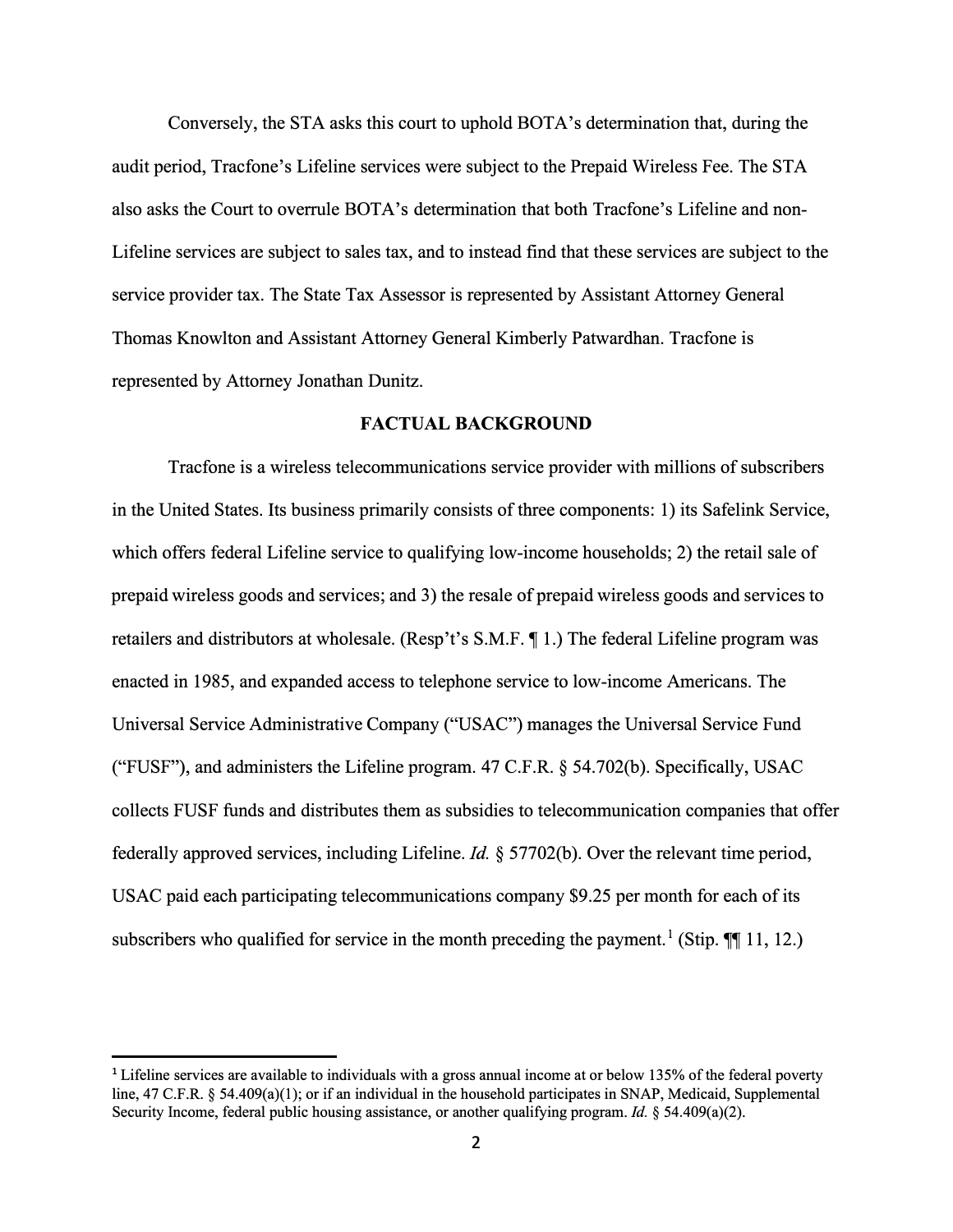Conversely, the STA asks this court to uphold BOTA's determination that, during the audit period, Tracfone's Lifeline services were subject to the Prepaid Wireless Fee. The STA also asks the Court to overrule BOTA's determination that both Tracfone's Lifeline and non-Lifeline services are subject to sales tax, and to instead find that these services are subject to the service provider tax. The State Tax Assessor is represented by Assistant Attorney General Thomas Knowlton and Assistant Attorney General Kimberly Patwardhan. Tracfone is represented by Attorney Jonathan Dunitz.

## FACTUAL BACKGROUND

Tracfone is a wireless telecommunications service provider with millions of subscribers in the United States. Its business primarily consists of three components: 1) its Safelink Service, which offers federal Lifeline service to qualifying low-income households; 2) the retail sale of prepaid wireless goods and services; and 3) the resale of prepaid wireless goods and services to retailers and distributors at wholesale. (Resp't's S.M.F. ¶ 1.) The federal Lifeline program was enacted in 1985, and expanded access to telephone service to low-income Americans. The Universal Service Administrative Company ("USAC") manages the Universal Service Fund ("FUSF"), and administers the Lifeline program. 47 C.F.R. § 54.702(b). Specifically, USAC collects FUSF funds and distributes them as subsidies to telecommunication companies that offer federally approved services, including Lifeline. *Id.* § 57702(b). Over the relevant time period, USAC paid each participating telecommunications company $9.25 per month for each of its subscribers who qualified for service in the month preceding the payment.[1] (Stip. ¶¶ 11, 12.)

---

[1] Lifeline services are available to individuals with a gross annual income at or below 135% of the federal poverty line, 47 C.F.R. § 54.409(a)(1); or if an individual in the household participates in SNAP, Medicaid, Supplemental Security Income, federal public housing assistance, or another qualifying program. *Id.* § 54.409(a)(2).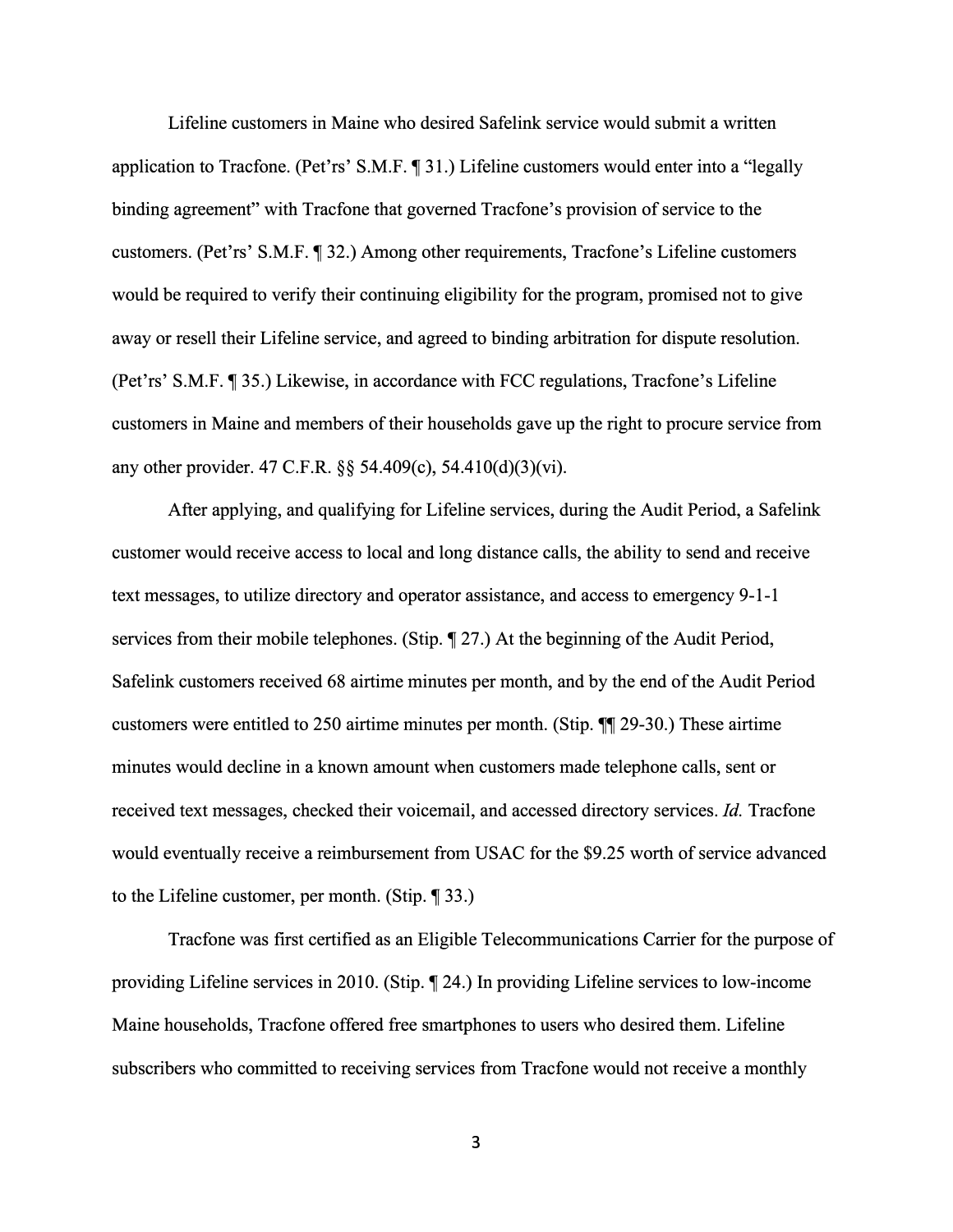Lifeline customers in Maine who desired Safelink service would submit a written application to Tracfone. (Pet'rs' S.M.F. ¶ 31.) Lifeline customers would enter into a "legally binding agreement" with Tracfone that governed Tracfone's provision of service to the customers. (Pet'rs' S.M.F. ¶ 32.) Among other requirements, Tracfone's Lifeline customers would be required to verify their continuing eligibility for the program, promised not to give away or resell their Lifeline service, and agreed to binding arbitration for dispute resolution. (Pet'rs' S.M.F. ¶ 35.) Likewise, in accordance with FCC regulations, Tracfone's Lifeline customers in Maine and members of their households gave up the right to procure service from any other provider. 47 C.F.R. §§ 54.409(c), 54.410(d)(3)(vi).

After applying, and qualifying for Lifeline services, during the Audit Period, a Safelink customer would receive access to local and long distance calls, the ability to send and receive text messages, to utilize directory and operator assistance, and access to emergency 9-1-1 services from their mobile telephones. (Stip. ¶ 27.) At the beginning of the Audit Period, Safelink customers received 68 airtime minutes per month, and by the end of the Audit Period customers were entitled to 250 airtime minutes per month. (Stip. ¶¶ 29-30.) These airtime minutes would decline in a known amount when customers made telephone calls, sent or received text messages, checked their voicemail, and accessed directory services. *Id.* Tracfone would eventually receive a reimbursement from USAC for the $9.25 worth of service advanced to the Lifeline customer, per month. (Stip. ¶ 33.)

Tracfone was first certified as an Eligible Telecommunications Carrier for the purpose of providing Lifeline services in 2010. (Stip. ¶ 24.) In providing Lifeline services to low-income Maine households, Tracfone offered free smartphones to users who desired them. Lifeline subscribers who committed to receiving services from Tracfone would not receive a monthly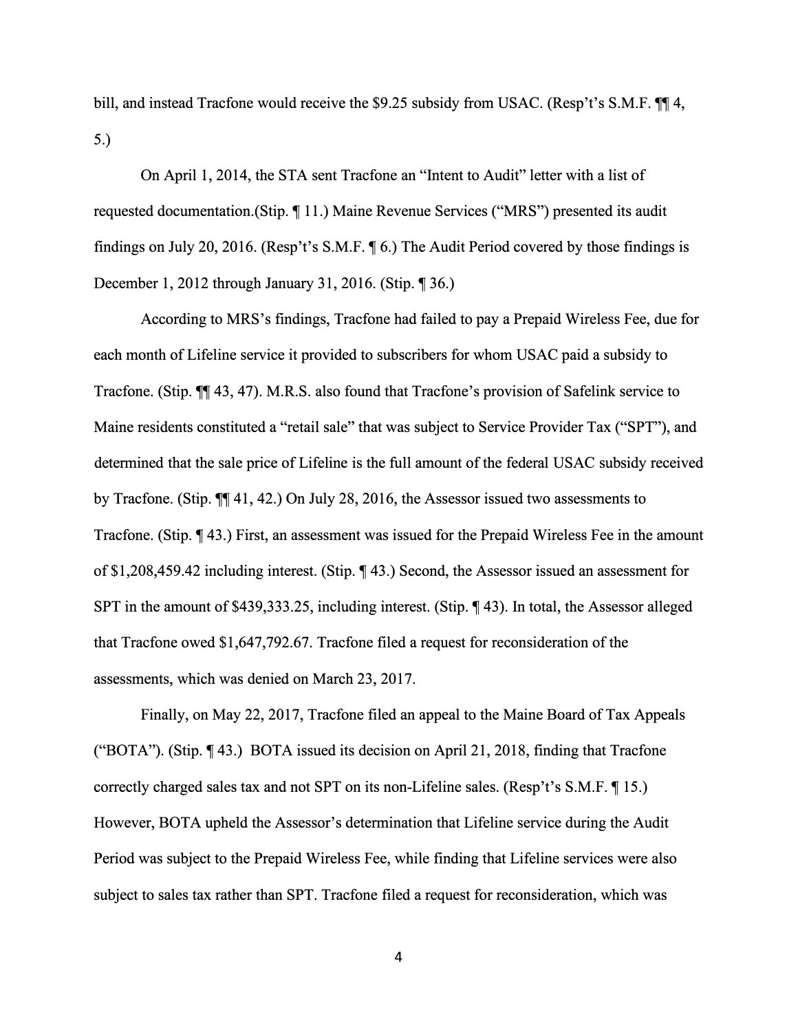bill, and instead Tracfone would receive the $9.25 subsidy from USAC. (Resp't's S.M.F. ¶¶ 4, 5.)

On April 1, 2014, the STA sent Tracfone an "Intent to Audit" letter with a list of requested documentation.(Stip. ¶ 11.) Maine Revenue Services ("MRS") presented its audit findings on July 20, 2016. (Resp't's S.M.F. ¶ 6.) The Audit Period covered by those findings is December 1, 2012 through January 31, 2016. (Stip. ¶ 36.)

According to MRS's findings, Tracfone had failed to pay a Prepaid Wireless Fee, due for each month of Lifeline service it provided to subscribers for whom USAC paid a subsidy to Tracfone. (Stip. ¶¶ 43, 47). M.R.S. also found that Tracfone's provision of Safelink service to Maine residents constituted a "retail sale" that was subject to Service Provider Tax ("SPT"), and determined that the sale price of Lifeline is the full amount of the federal USAC subsidy received by Tracfone. (Stip. ¶¶ 41, 42.) On July 28, 2016, the Assessor issued two assessments to Tracfone. (Stip. ¶ 43.) First, an assessment was issued for the Prepaid Wireless Fee in the amount of $1,208,459.42 including interest. (Stip. ¶ 43.) Second, the Assessor issued an assessment for SPT in the amount of $439,333.25, including interest. (Stip. ¶ 43). In total, the Assessor alleged that Tracfone owed $1,647,792.67. Tracfone filed a request for reconsideration of the assessments, which was denied on March 23, 2017.

Finally, on May 22, 2017, Tracfone filed an appeal to the Maine Board of Tax Appeals ("BOTA"). (Stip. ¶ 43.) BOTA issued its decision on April 21, 2018, finding that Tracfone correctly charged sales tax and not SPT on its non-Lifeline sales. (Resp't's S.M.F. ¶ 15.) However, BOTA upheld the Assessor's determination that Lifeline service during the Audit Period was subject to the Prepaid Wireless Fee, while finding that Lifeline services were also subject to sales tax rather than SPT. Tracfone filed a request for reconsideration, which was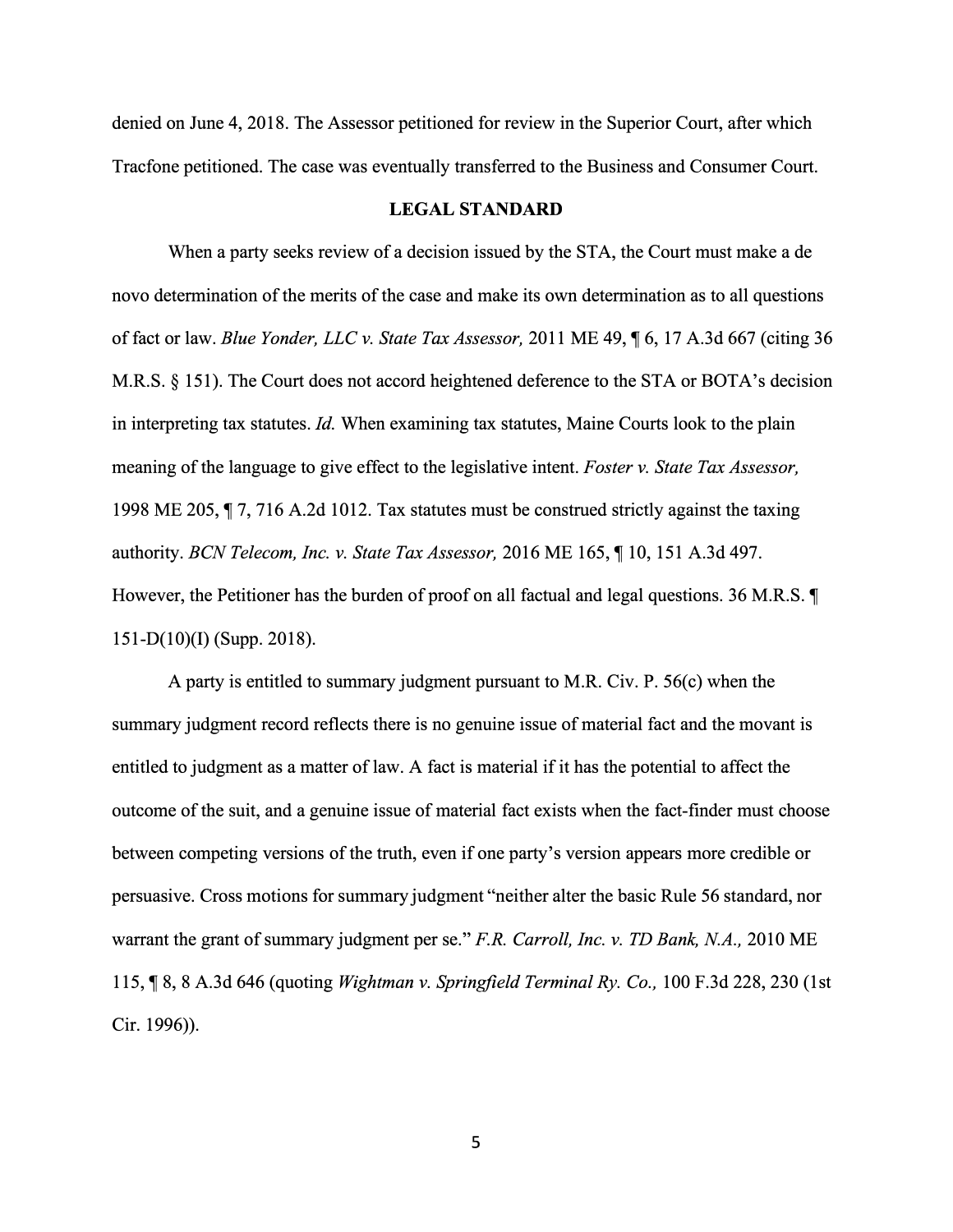denied on June 4, 2018. The Assessor petitioned for review in the Superior Court, after which Tracfone petitioned. The case was eventually transferred to the Business and Consumer Court.

**LEGAL STANDARD**

When a party seeks review of a decision issued by the STA, the Court must make a de novo determination of the merits of the case and make its own determination as to all questions of fact or law. *Blue Yonder, LLC v. State Tax Assessor,* 2011 ME 49, ¶ 6, 17 A.3d 667 (citing 36 M.R.S. § 151). The Court does not accord heightened deference to the STA or BOTA's decision in interpreting tax statutes. *Id.* When examining tax statutes, Maine Courts look to the plain meaning of the language to give effect to the legislative intent. *Foster v. State Tax Assessor,* 1998 ME 205, ¶ 7, 716 A.2d 1012. Tax statutes must be construed strictly against the taxing authority. *BCN Telecom, Inc. v. State Tax Assessor,* 2016 ME 165, ¶ 10, 151 A.3d 497. However, the Petitioner has the burden of proof on all factual and legal questions. 36 M.R.S. ¶ 151-D(10)(I) (Supp. 2018).

A party is entitled to summary judgment pursuant to M.R. Civ. P. 56(c) when the summary judgment record reflects there is no genuine issue of material fact and the movant is entitled to judgment as a matter of law. A fact is material if it has the potential to affect the outcome of the suit, and a genuine issue of material fact exists when the fact-finder must choose between competing versions of the truth, even if one party's version appears more credible or persuasive. Cross motions for summary judgment "neither alter the basic Rule 56 standard, nor warrant the grant of summary judgment per se." *F.R. Carroll, Inc. v. TD Bank, N.A.,* 2010 ME 115, ¶ 8, 8 A.3d 646 (quoting *Wightman v. Springfield Terminal Ry. Co.,* 100 F.3d 228, 230 (1st Cir. 1996)).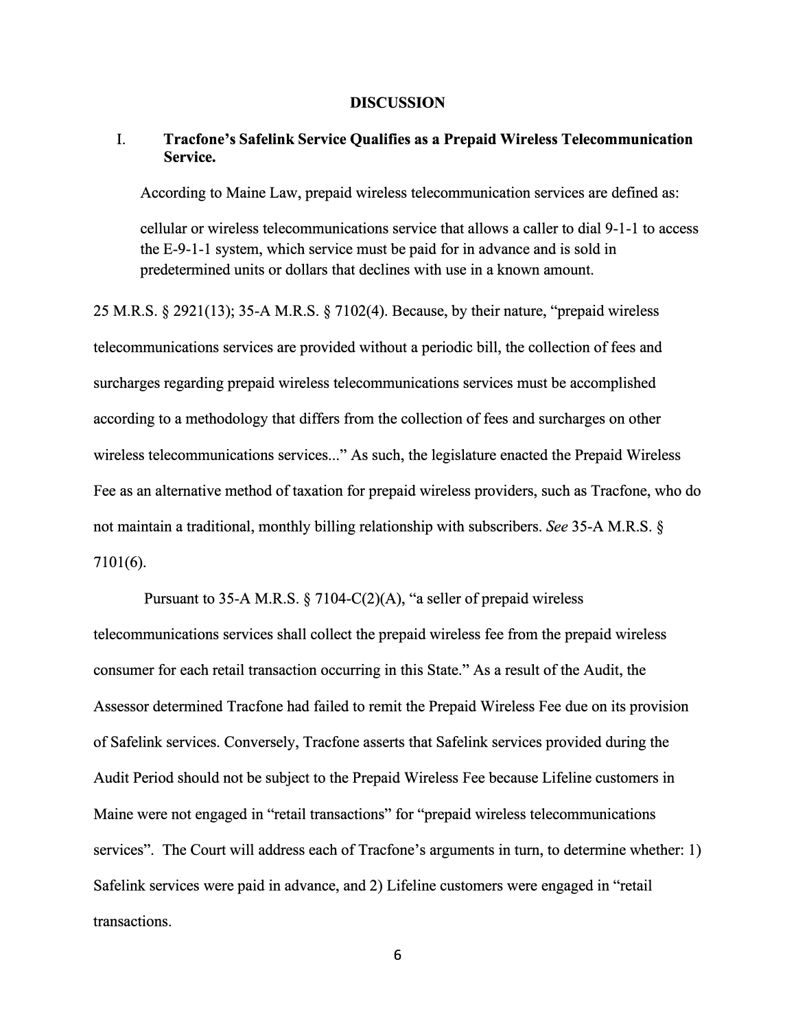## DISCUSSION

### I. Tracfone's Safelink Service Qualifies as a Prepaid Wireless Telecommunication Service.

According to Maine Law, prepaid wireless telecommunication services are defined as:

> cellular or wireless telecommunications service that allows a caller to dial 9-1-1 to access the E-9-1-1 system, which service must be paid for in advance and is sold in predetermined units or dollars that declines with use in a known amount.

25 M.R.S. § 2921(13); 35-A M.R.S. § 7102(4). Because, by their nature, "prepaid wireless telecommunications services are provided without a periodic bill, the collection of fees and surcharges regarding prepaid wireless telecommunications services must be accomplished according to a methodology that differs from the collection of fees and surcharges on other wireless telecommunications services..." As such, the legislature enacted the Prepaid Wireless Fee as an alternative method of taxation for prepaid wireless providers, such as Tracfone, who do not maintain a traditional, monthly billing relationship with subscribers. *See* 35-A M.R.S. § 7101(6).

Pursuant to 35-A M.R.S. § 7104-C(2)(A), "a seller of prepaid wireless telecommunications services shall collect the prepaid wireless fee from the prepaid wireless consumer for each retail transaction occurring in this State." As a result of the Audit, the Assessor determined Tracfone had failed to remit the Prepaid Wireless Fee due on its provision of Safelink services. Conversely, Tracfone asserts that Safelink services provided during the Audit Period should not be subject to the Prepaid Wireless Fee because Lifeline customers in Maine were not engaged in "retail transactions" for "prepaid wireless telecommunications services". The Court will address each of Tracfone's arguments in turn, to determine whether: 1) Safelink services were paid in advance, and 2) Lifeline customers were engaged in "retail transactions.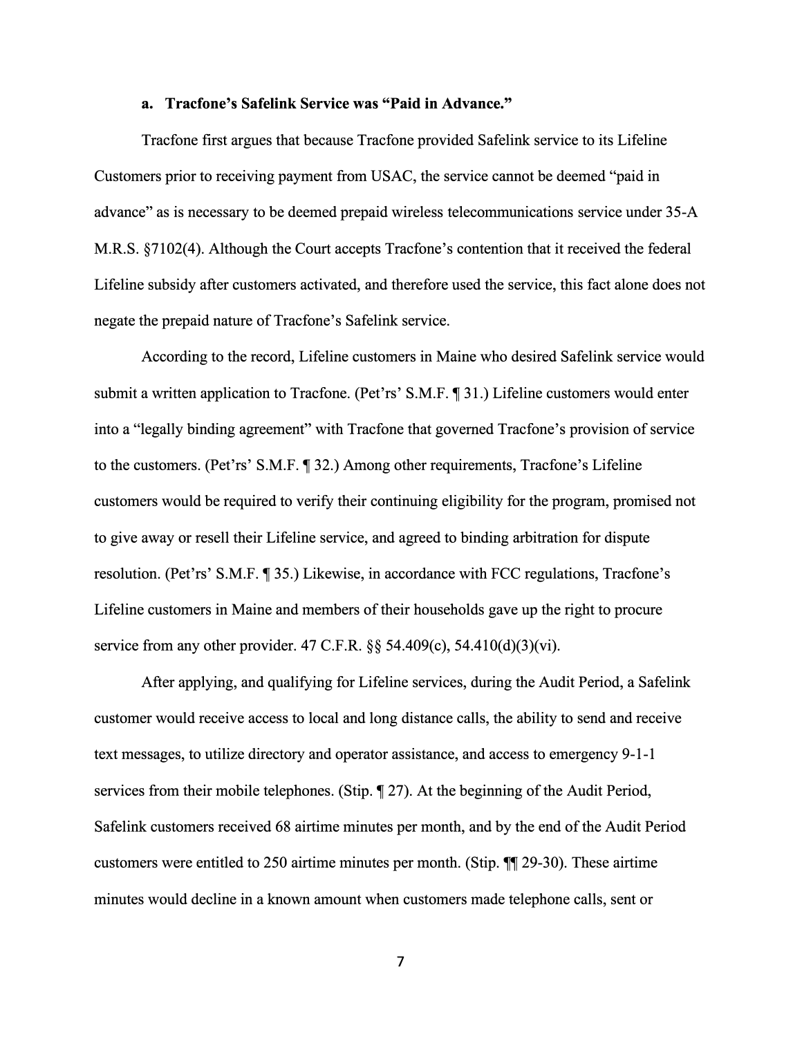**a. Tracfone's Safelink Service was "Paid in Advance."**

Tracfone first argues that because Tracfone provided Safelink service to its Lifeline Customers prior to receiving payment from USAC, the service cannot be deemed "paid in advance" as is necessary to be deemed prepaid wireless telecommunications service under 35-A M.R.S. §7102(4). Although the Court accepts Tracfone's contention that it received the federal Lifeline subsidy after customers activated, and therefore used the service, this fact alone does not negate the prepaid nature of Tracfone's Safelink service.

According to the record, Lifeline customers in Maine who desired Safelink service would submit a written application to Tracfone. (Pet'rs' S.M.F. ¶ 31.) Lifeline customers would enter into a "legally binding agreement" with Tracfone that governed Tracfone's provision of service to the customers. (Pet'rs' S.M.F. ¶ 32.) Among other requirements, Tracfone's Lifeline customers would be required to verify their continuing eligibility for the program, promised not to give away or resell their Lifeline service, and agreed to binding arbitration for dispute resolution. (Pet'rs' S.M.F. ¶ 35.) Likewise, in accordance with FCC regulations, Tracfone's Lifeline customers in Maine and members of their households gave up the right to procure service from any other provider. 47 C.F.R. §§ 54.409(c), 54.410(d)(3)(vi).

After applying, and qualifying for Lifeline services, during the Audit Period, a Safelink customer would receive access to local and long distance calls, the ability to send and receive text messages, to utilize directory and operator assistance, and access to emergency 9-1-1 services from their mobile telephones. (Stip. ¶ 27). At the beginning of the Audit Period, Safelink customers received 68 airtime minutes per month, and by the end of the Audit Period customers were entitled to 250 airtime minutes per month. (Stip. ¶¶ 29-30). These airtime minutes would decline in a known amount when customers made telephone calls, sent or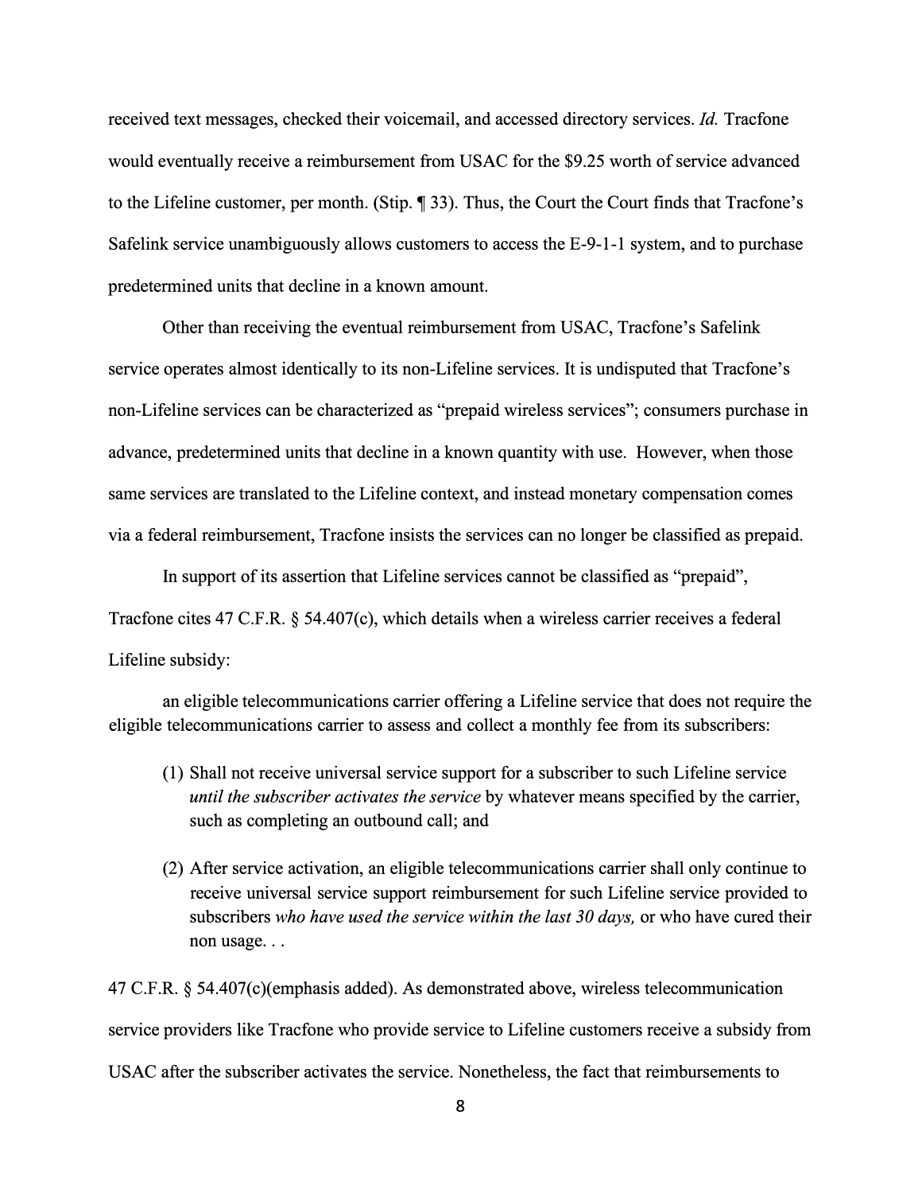received text messages, checked their voicemail, and accessed directory services. *Id.* Tracfone would eventually receive a reimbursement from USAC for the $9.25 worth of service advanced to the Lifeline customer, per month. (Stip. ¶ 33). Thus, the Court the Court finds that Tracfone's Safelink service unambiguously allows customers to access the E-9-1-1 system, and to purchase predetermined units that decline in a known amount.

Other than receiving the eventual reimbursement from USAC, Tracfone's Safelink service operates almost identically to its non-Lifeline services. It is undisputed that Tracfone's non-Lifeline services can be characterized as "prepaid wireless services"; consumers purchase in advance, predetermined units that decline in a known quantity with use. However, when those same services are translated to the Lifeline context, and instead monetary compensation comes via a federal reimbursement, Tracfone insists the services can no longer be classified as prepaid.

In support of its assertion that Lifeline services cannot be classified as "prepaid", Tracfone cites 47 C.F.R. § 54.407(c), which details when a wireless carrier receives a federal Lifeline subsidy:

> an eligible telecommunications carrier offering a Lifeline service that does not require the eligible telecommunications carrier to assess and collect a monthly fee from its subscribers:
>
> (1) Shall not receive universal service support for a subscriber to such Lifeline service *until the subscriber activates the service* by whatever means specified by the carrier, such as completing an outbound call; and
>
> (2) After service activation, an eligible telecommunications carrier shall only continue to receive universal service support reimbursement for such Lifeline service provided to subscribers *who have used the service within the last 30 days,* or who have cured their non usage. . .

47 C.F.R. § 54.407(c)(emphasis added). As demonstrated above, wireless telecommunication service providers like Tracfone who provide service to Lifeline customers receive a subsidy from USAC after the subscriber activates the service. Nonetheless, the fact that reimbursements to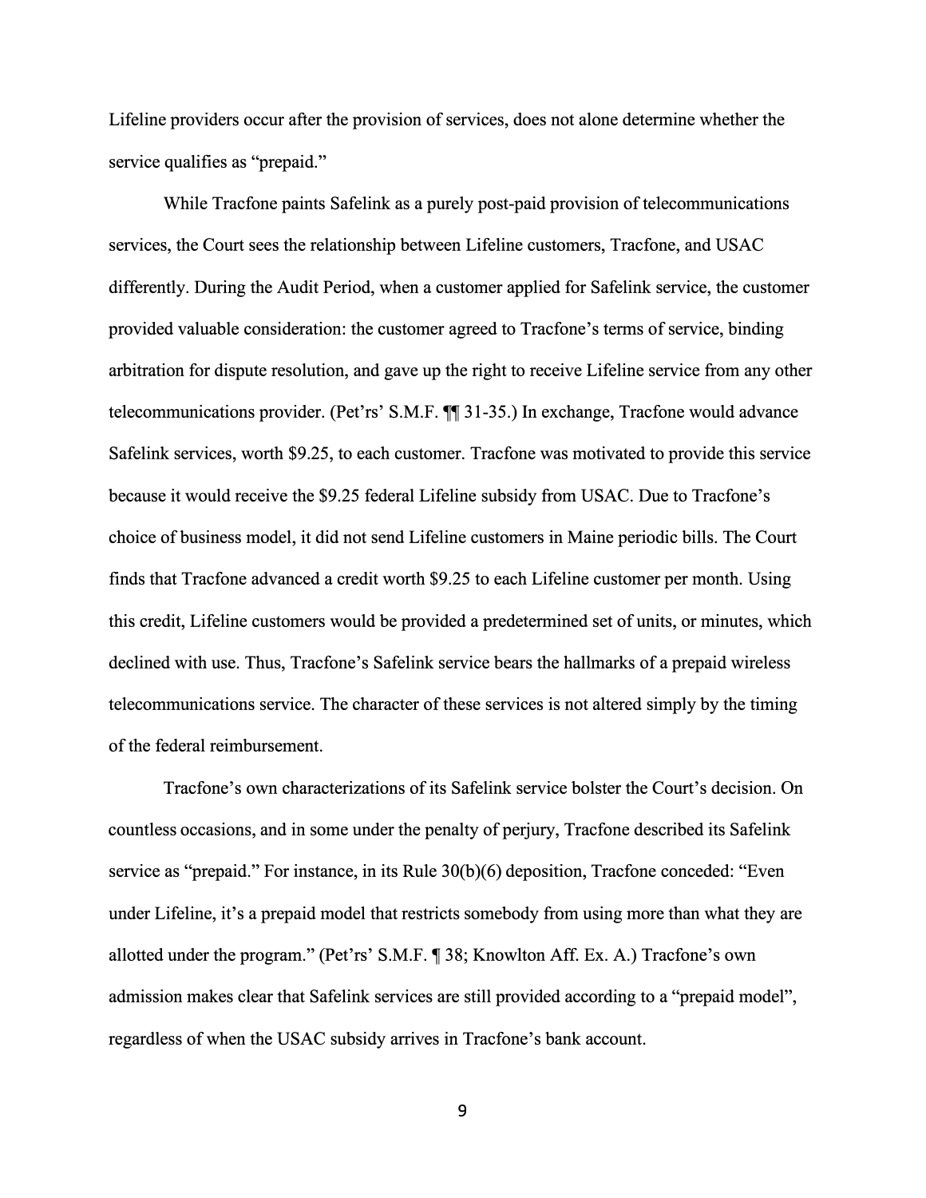Lifeline providers occur after the provision of services, does not alone determine whether the service qualifies as "prepaid."

While Tracfone paints Safelink as a purely post-paid provision of telecommunications services, the Court sees the relationship between Lifeline customers, Tracfone, and USAC differently. During the Audit Period, when a customer applied for Safelink service, the customer provided valuable consideration: the customer agreed to Tracfone's terms of service, binding arbitration for dispute resolution, and gave up the right to receive Lifeline service from any other telecommunications provider. (Pet'rs' S.M.F. ¶¶ 31-35.) In exchange, Tracfone would advance Safelink services, worth $9.25, to each customer. Tracfone was motivated to provide this service because it would receive the $9.25 federal Lifeline subsidy from USAC. Due to Tracfone's choice of business model, it did not send Lifeline customers in Maine periodic bills. The Court finds that Tracfone advanced a credit worth $9.25 to each Lifeline customer per month. Using this credit, Lifeline customers would be provided a predetermined set of units, or minutes, which declined with use. Thus, Tracfone's Safelink service bears the hallmarks of a prepaid wireless telecommunications service. The character of these services is not altered simply by the timing of the federal reimbursement.

Tracfone's own characterizations of its Safelink service bolster the Court's decision. On countless occasions, and in some under the penalty of perjury, Tracfone described its Safelink service as "prepaid." For instance, in its Rule 30(b)(6) deposition, Tracfone conceded: "Even under Lifeline, it's a prepaid model that restricts somebody from using more than what they are allotted under the program." (Pet'rs' S.M.F. ¶ 38; Knowlton Aff. Ex. A.) Tracfone's own admission makes clear that Safelink services are still provided according to a "prepaid model", regardless of when the USAC subsidy arrives in Tracfone's bank account.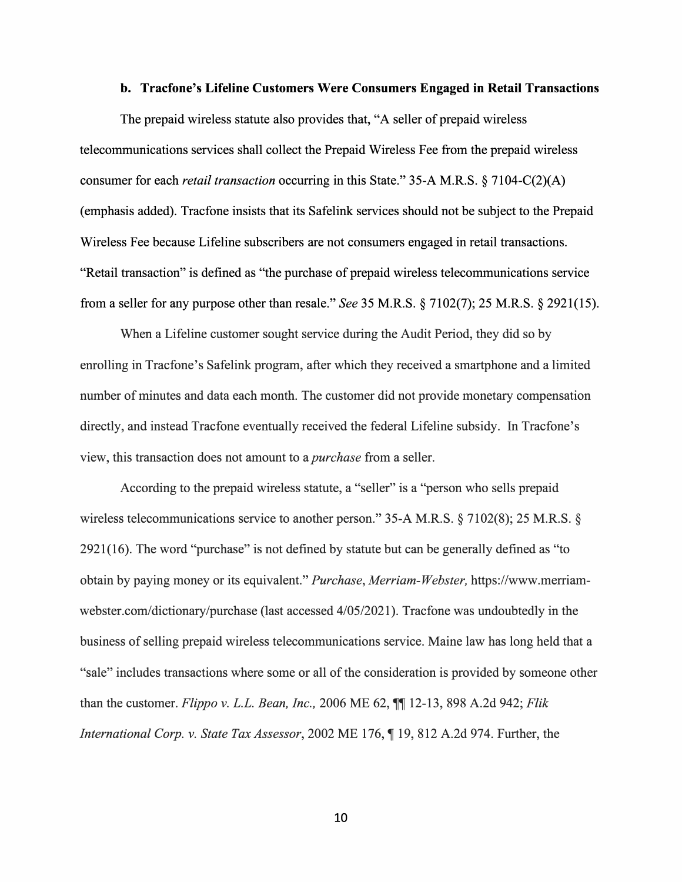#### b. Tracfone's Lifeline Customers Were Consumers Engaged in Retail Transactions

The prepaid wireless statute also provides that, "A seller of prepaid wireless telecommunications services shall collect the Prepaid Wireless Fee from the prepaid wireless consumer for each *retail transaction* occurring in this State." 35-A M.R.S. § 7104-C(2)(A) (emphasis added). Tracfone insists that its Safelink services should not be subject to the Prepaid Wireless Fee because Lifeline subscribers are not consumers engaged in retail transactions. "Retail transaction" is defined as "the purchase of prepaid wireless telecommunications service from a seller for any purpose other than resale." *See* 35 M.R.S. § 7102(7); 25 M.R.S. § 2921(15).

When a Lifeline customer sought service during the Audit Period, they did so by enrolling in Tracfone's Safelink program, after which they received a smartphone and a limited number of minutes and data each month. The customer did not provide monetary compensation directly, and instead Tracfone eventually received the federal Lifeline subsidy. In Tracfone's view, this transaction does not amount to a *purchase* from a seller.

According to the prepaid wireless statute, a "seller" is a "person who sells prepaid wireless telecommunications service to another person." 35-A M.R.S. § 7102(8); 25 M.R.S. § 2921(16). The word "purchase" is not defined by statute but can be generally defined as "to obtain by paying money or its equivalent." *Purchase*, *Merriam-Webster,* https://www.merriam-webster.com/dictionary/purchase (last accessed 4/05/2021). Tracfone was undoubtedly in the business of selling prepaid wireless telecommunications service. Maine law has long held that a "sale" includes transactions where some or all of the consideration is provided by someone other than the customer. *Flippo v. L.L. Bean, Inc.,* 2006 ME 62, ¶¶ 12-13, 898 A.2d 942; *Flik International Corp. v. State Tax Assessor*, 2002 ME 176, ¶ 19, 812 A.2d 974. Further, the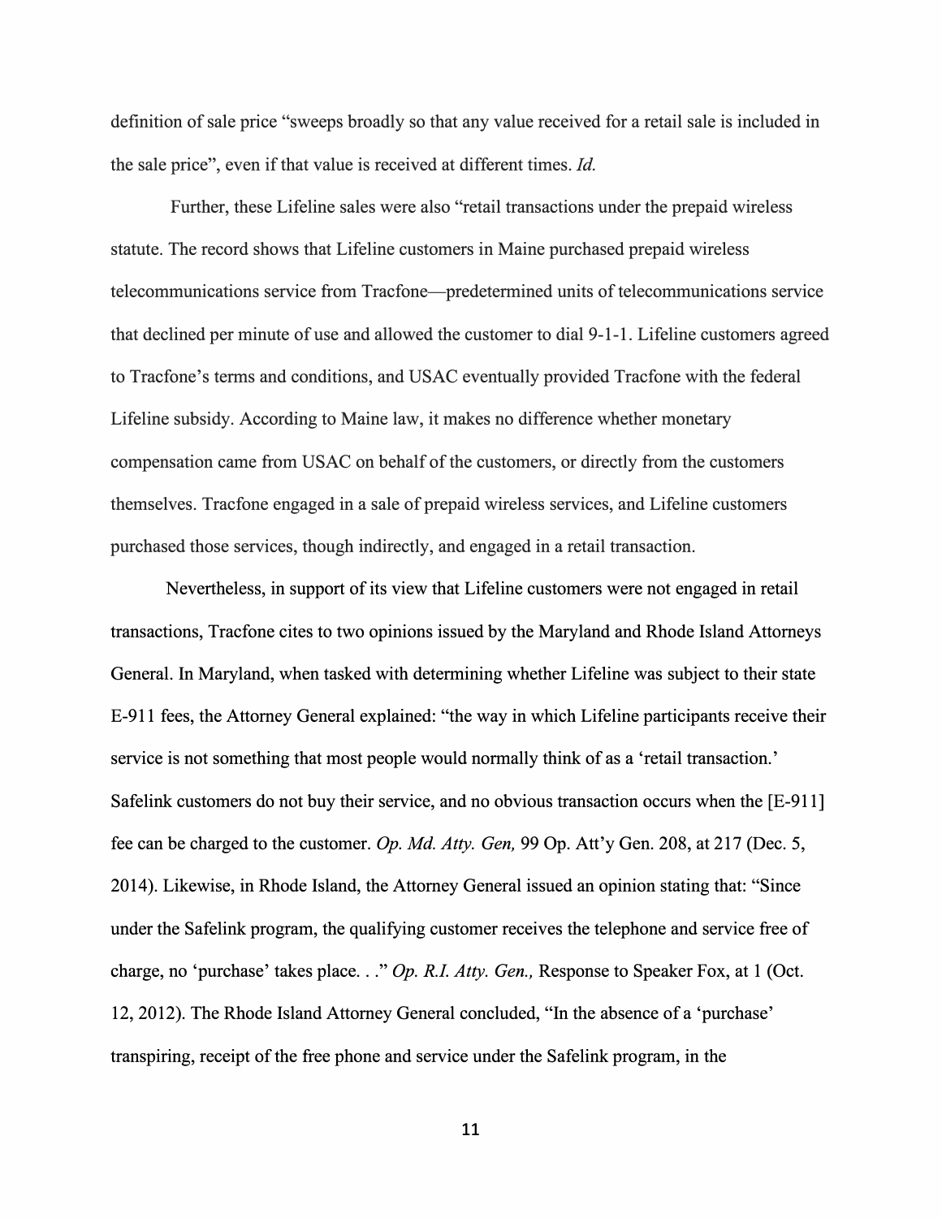definition of sale price “sweeps broadly so that any value received for a retail sale is included in the sale price”, even if that value is received at different times. *Id.*

Further, these Lifeline sales were also “retail transactions under the prepaid wireless statute. The record shows that Lifeline customers in Maine purchased prepaid wireless telecommunications service from Tracfone—predetermined units of telecommunications service that declined per minute of use and allowed the customer to dial 9-1-1. Lifeline customers agreed to Tracfone’s terms and conditions, and USAC eventually provided Tracfone with the federal Lifeline subsidy. According to Maine law, it makes no difference whether monetary compensation came from USAC on behalf of the customers, or directly from the customers themselves. Tracfone engaged in a sale of prepaid wireless services, and Lifeline customers purchased those services, though indirectly, and engaged in a retail transaction.

Nevertheless, in support of its view that Lifeline customers were not engaged in retail transactions, Tracfone cites to two opinions issued by the Maryland and Rhode Island Attorneys General. In Maryland, when tasked with determining whether Lifeline was subject to their state E-911 fees, the Attorney General explained: “the way in which Lifeline participants receive their service is not something that most people would normally think of as a ‘retail transaction.’ Safelink customers do not buy their service, and no obvious transaction occurs when the [E-911] fee can be charged to the customer. *Op. Md. Atty. Gen,* 99 Op. Att’y Gen. 208, at 217 (Dec. 5, 2014). Likewise, in Rhode Island, the Attorney General issued an opinion stating that: “Since under the Safelink program, the qualifying customer receives the telephone and service free of charge, no ‘purchase’ takes place. . .” *Op. R.I. Atty. Gen.,* Response to Speaker Fox, at 1 (Oct. 12, 2012). The Rhode Island Attorney General concluded, “In the absence of a ‘purchase’ transpiring, receipt of the free phone and service under the Safelink program, in the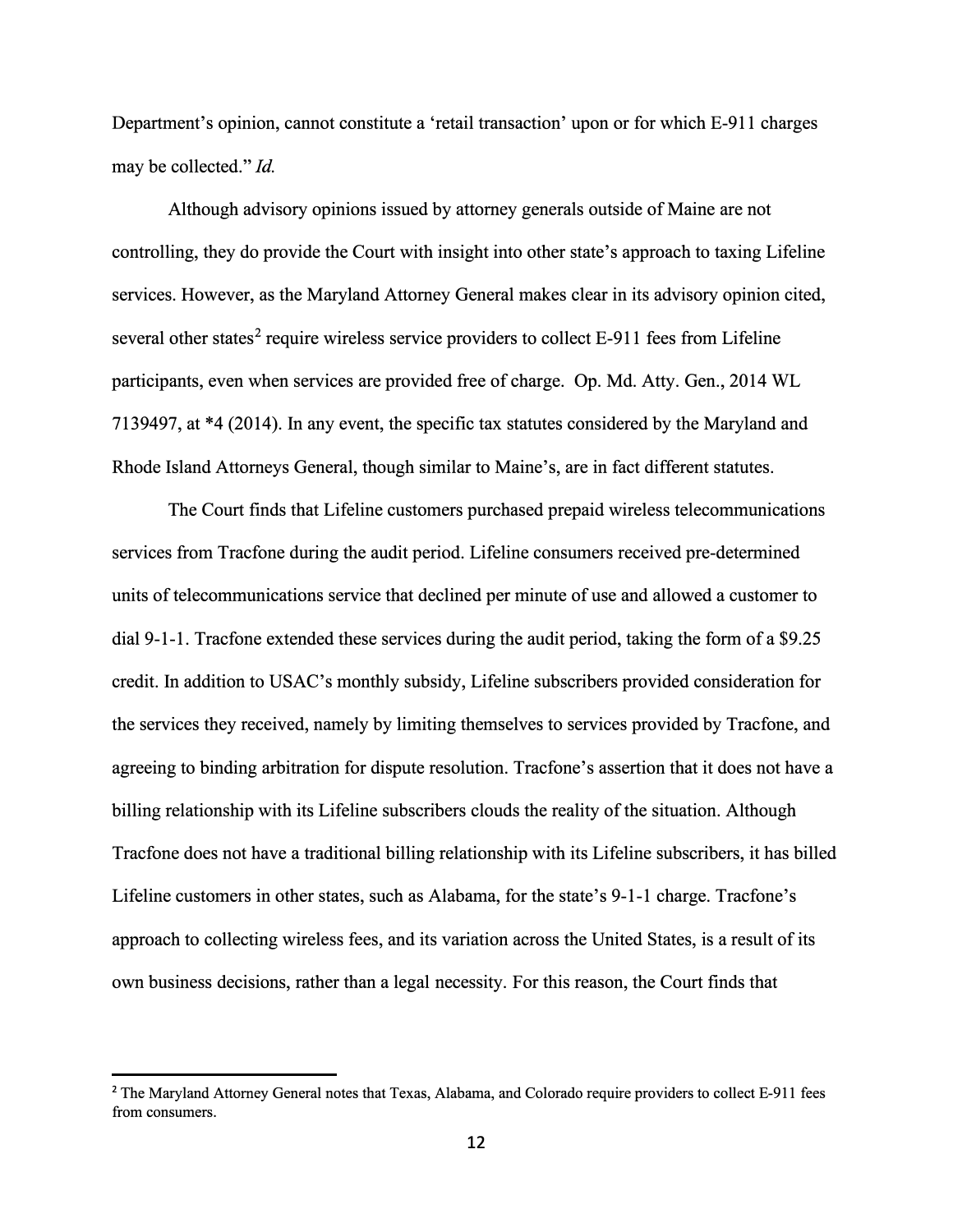Department's opinion, cannot constitute a 'retail transaction' upon or for which E-911 charges may be collected." *Id.*

Although advisory opinions issued by attorney generals outside of Maine are not controlling, they do provide the Court with insight into other state's approach to taxing Lifeline services. However, as the Maryland Attorney General makes clear in its advisory opinion cited, several other states[2] require wireless service providers to collect E-911 fees from Lifeline participants, even when services are provided free of charge. Op. Md. Atty. Gen., 2014 WL 7139497, at *4 (2014). In any event, the specific tax statutes considered by the Maryland and Rhode Island Attorneys General, though similar to Maine's, are in fact different statutes.

The Court finds that Lifeline customers purchased prepaid wireless telecommunications services from Tracfone during the audit period. Lifeline consumers received pre-determined units of telecommunications service that declined per minute of use and allowed a customer to dial 9-1-1. Tracfone extended these services during the audit period, taking the form of a $9.25 credit. In addition to USAC's monthly subsidy, Lifeline subscribers provided consideration for the services they received, namely by limiting themselves to services provided by Tracfone, and agreeing to binding arbitration for dispute resolution. Tracfone's assertion that it does not have a billing relationship with its Lifeline subscribers clouds the reality of the situation. Although Tracfone does not have a traditional billing relationship with its Lifeline subscribers, it has billed Lifeline customers in other states, such as Alabama, for the state's 9-1-1 charge. Tracfone's approach to collecting wireless fees, and its variation across the United States, is a result of its own business decisions, rather than a legal necessity. For this reason, the Court finds that

---

[2] The Maryland Attorney General notes that Texas, Alabama, and Colorado require providers to collect E-911 fees from consumers.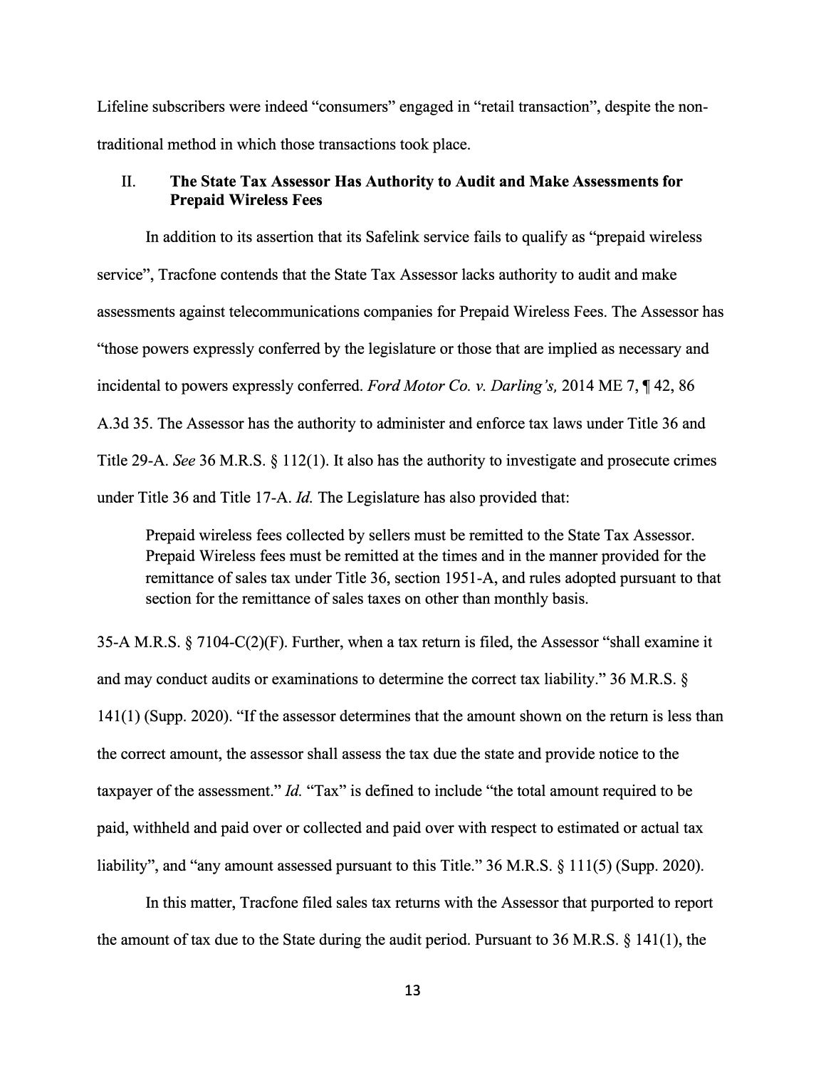Lifeline subscribers were indeed "consumers" engaged in "retail transaction", despite the non-traditional method in which those transactions took place.

## II. **The State Tax Assessor Has Authority to Audit and Make Assessments for Prepaid Wireless Fees**

In addition to its assertion that its Safelink service fails to qualify as "prepaid wireless service", Tracfone contends that the State Tax Assessor lacks authority to audit and make assessments against telecommunications companies for Prepaid Wireless Fees. The Assessor has "those powers expressly conferred by the legislature or those that are implied as necessary and incidental to powers expressly conferred. *Ford Motor Co. v. Darling's,* 2014 ME 7, ¶ 42, 86 A.3d 35. The Assessor has the authority to administer and enforce tax laws under Title 36 and Title 29-A. *See* 36 M.R.S. § 112(1). It also has the authority to investigate and prosecute crimes under Title 36 and Title 17-A. *Id.* The Legislature has also provided that:

> Prepaid wireless fees collected by sellers must be remitted to the State Tax Assessor. Prepaid Wireless fees must be remitted at the times and in the manner provided for the remittance of sales tax under Title 36, section 1951-A, and rules adopted pursuant to that section for the remittance of sales taxes on other than monthly basis.

35-A M.R.S. § 7104-C(2)(F). Further, when a tax return is filed, the Assessor "shall examine it and may conduct audits or examinations to determine the correct tax liability." 36 M.R.S. § 141(1) (Supp. 2020). "If the assessor determines that the amount shown on the return is less than the correct amount, the assessor shall assess the tax due the state and provide notice to the taxpayer of the assessment." *Id.* "Tax" is defined to include "the total amount required to be paid, withheld and paid over or collected and paid over with respect to estimated or actual tax liability", and "any amount assessed pursuant to this Title." 36 M.R.S. § 111(5) (Supp. 2020).

In this matter, Tracfone filed sales tax returns with the Assessor that purported to report the amount of tax due to the State during the audit period. Pursuant to 36 M.R.S. § 141(1), the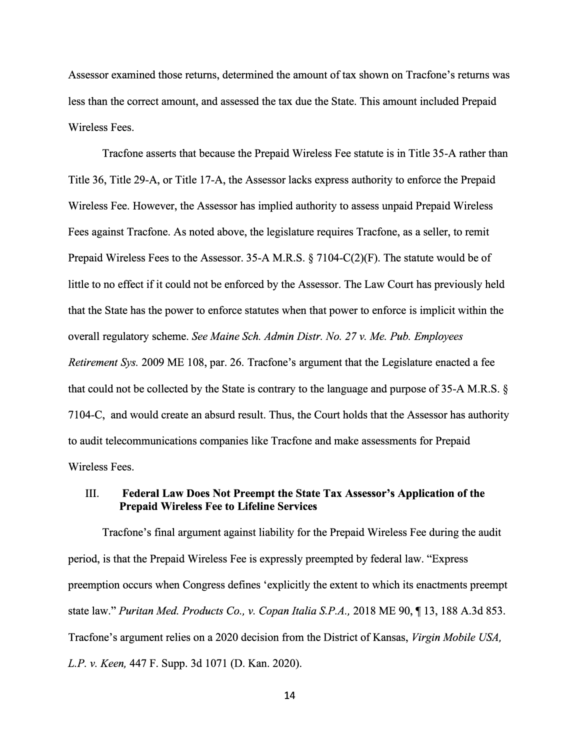Assessor examined those returns, determined the amount of tax shown on Tracfone's returns was less than the correct amount, and assessed the tax due the State. This amount included Prepaid Wireless Fees.

Tracfone asserts that because the Prepaid Wireless Fee statute is in Title 35-A rather than Title 36, Title 29-A, or Title 17-A, the Assessor lacks express authority to enforce the Prepaid Wireless Fee. However, the Assessor has implied authority to assess unpaid Prepaid Wireless Fees against Tracfone. As noted above, the legislature requires Tracfone, as a seller, to remit Prepaid Wireless Fees to the Assessor. 35-A M.R.S. § 7104-C(2)(F). The statute would be of little to no effect if it could not be enforced by the Assessor. The Law Court has previously held that the State has the power to enforce statutes when that power to enforce is implicit within the overall regulatory scheme. *See Maine Sch. Admin Distr. No. 27 v. Me. Pub. Employees Retirement Sys.* 2009 ME 108, par. 26. Tracfone's argument that the Legislature enacted a fee that could not be collected by the State is contrary to the language and purpose of 35-A M.R.S. § 7104-C, and would create an absurd result. Thus, the Court holds that the Assessor has authority to audit telecommunications companies like Tracfone and make assessments for Prepaid Wireless Fees.

## III. Federal Law Does Not Preempt the State Tax Assessor's Application of the Prepaid Wireless Fee to Lifeline Services

Tracfone's final argument against liability for the Prepaid Wireless Fee during the audit period, is that the Prepaid Wireless Fee is expressly preempted by federal law. "Express preemption occurs when Congress defines 'explicitly the extent to which its enactments preempt state law." *Puritan Med. Products Co., v. Copan Italia S.P.A.,* 2018 ME 90, ¶ 13, 188 A.3d 853. Tracfone's argument relies on a 2020 decision from the District of Kansas, *Virgin Mobile USA, L.P. v. Keen,* 447 F. Supp. 3d 1071 (D. Kan. 2020).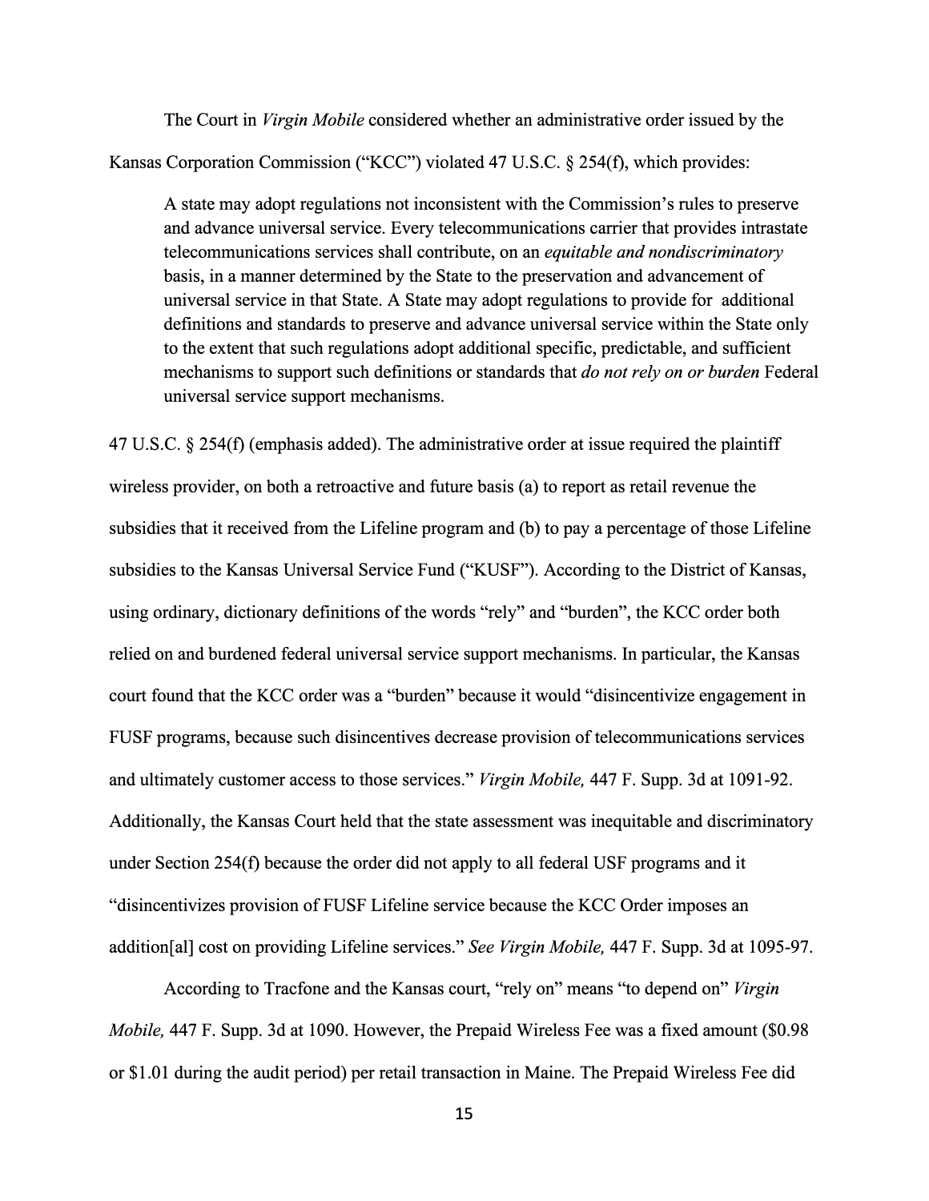The Court in *Virgin Mobile* considered whether an administrative order issued by the Kansas Corporation Commission ("KCC") violated 47 U.S.C. § 254(f), which provides:

> A state may adopt regulations not inconsistent with the Commission's rules to preserve and advance universal service. Every telecommunications carrier that provides intrastate telecommunications services shall contribute, on an *equitable and nondiscriminatory* basis, in a manner determined by the State to the preservation and advancement of universal service in that State. A State may adopt regulations to provide for additional definitions and standards to preserve and advance universal service within the State only to the extent that such regulations adopt additional specific, predictable, and sufficient mechanisms to support such definitions or standards that *do not rely on or burden* Federal universal service support mechanisms.

47 U.S.C. § 254(f) (emphasis added). The administrative order at issue required the plaintiff wireless provider, on both a retroactive and future basis (a) to report as retail revenue the subsidies that it received from the Lifeline program and (b) to pay a percentage of those Lifeline subsidies to the Kansas Universal Service Fund ("KUSF"). According to the District of Kansas, using ordinary, dictionary definitions of the words "rely" and "burden", the KCC order both relied on and burdened federal universal service support mechanisms. In particular, the Kansas court found that the KCC order was a "burden" because it would "disincentivize engagement in FUSF programs, because such disincentives decrease provision of telecommunications services and ultimately customer access to those services." *Virgin Mobile,* 447 F. Supp. 3d at 1091-92. Additionally, the Kansas Court held that the state assessment was inequitable and discriminatory under Section 254(f) because the order did not apply to all federal USF programs and it "disincentivizes provision of FUSF Lifeline service because the KCC Order imposes an addition[al] cost on providing Lifeline services." *See Virgin Mobile,* 447 F. Supp. 3d at 1095-97.

According to Tracfone and the Kansas court, "rely on" means "to depend on" *Virgin Mobile,* 447 F. Supp. 3d at 1090. However, the Prepaid Wireless Fee was a fixed amount ($0.98 or $1.01 during the audit period) per retail transaction in Maine. The Prepaid Wireless Fee did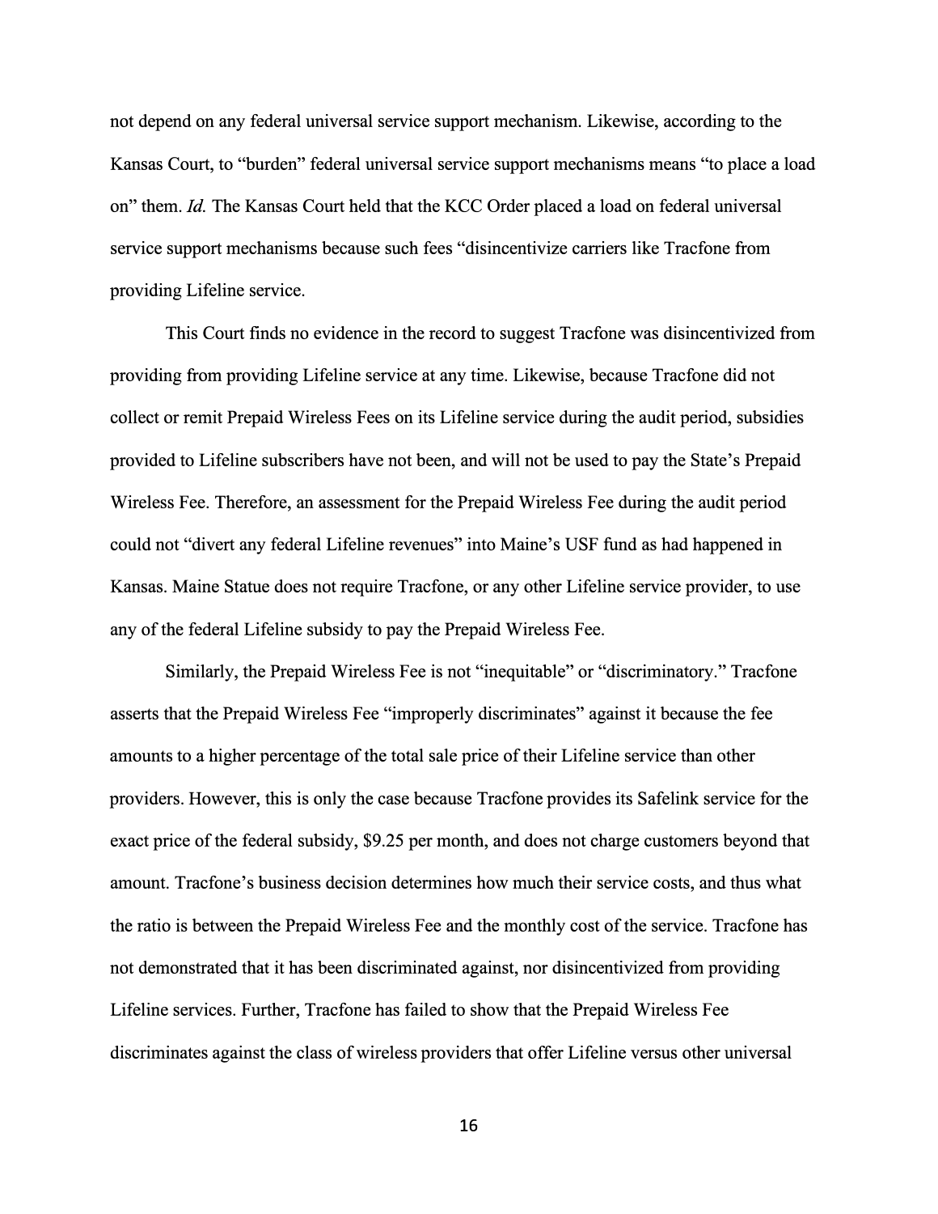not depend on any federal universal service support mechanism. Likewise, according to the Kansas Court, to "burden" federal universal service support mechanisms means "to place a load on" them. *Id.* The Kansas Court held that the KCC Order placed a load on federal universal service support mechanisms because such fees "disincentivize carriers like Tracfone from providing Lifeline service.

This Court finds no evidence in the record to suggest Tracfone was disincentivized from providing from providing Lifeline service at any time. Likewise, because Tracfone did not collect or remit Prepaid Wireless Fees on its Lifeline service during the audit period, subsidies provided to Lifeline subscribers have not been, and will not be used to pay the State's Prepaid Wireless Fee. Therefore, an assessment for the Prepaid Wireless Fee during the audit period could not "divert any federal Lifeline revenues" into Maine's USF fund as had happened in Kansas. Maine Statue does not require Tracfone, or any other Lifeline service provider, to use any of the federal Lifeline subsidy to pay the Prepaid Wireless Fee.

Similarly, the Prepaid Wireless Fee is not "inequitable" or "discriminatory." Tracfone asserts that the Prepaid Wireless Fee "improperly discriminates" against it because the fee amounts to a higher percentage of the total sale price of their Lifeline service than other providers. However, this is only the case because Tracfone provides its Safelink service for the exact price of the federal subsidy, $9.25 per month, and does not charge customers beyond that amount. Tracfone's business decision determines how much their service costs, and thus what the ratio is between the Prepaid Wireless Fee and the monthly cost of the service. Tracfone has not demonstrated that it has been discriminated against, nor disincentivized from providing Lifeline services. Further, Tracfone has failed to show that the Prepaid Wireless Fee discriminates against the class of wireless providers that offer Lifeline versus other universal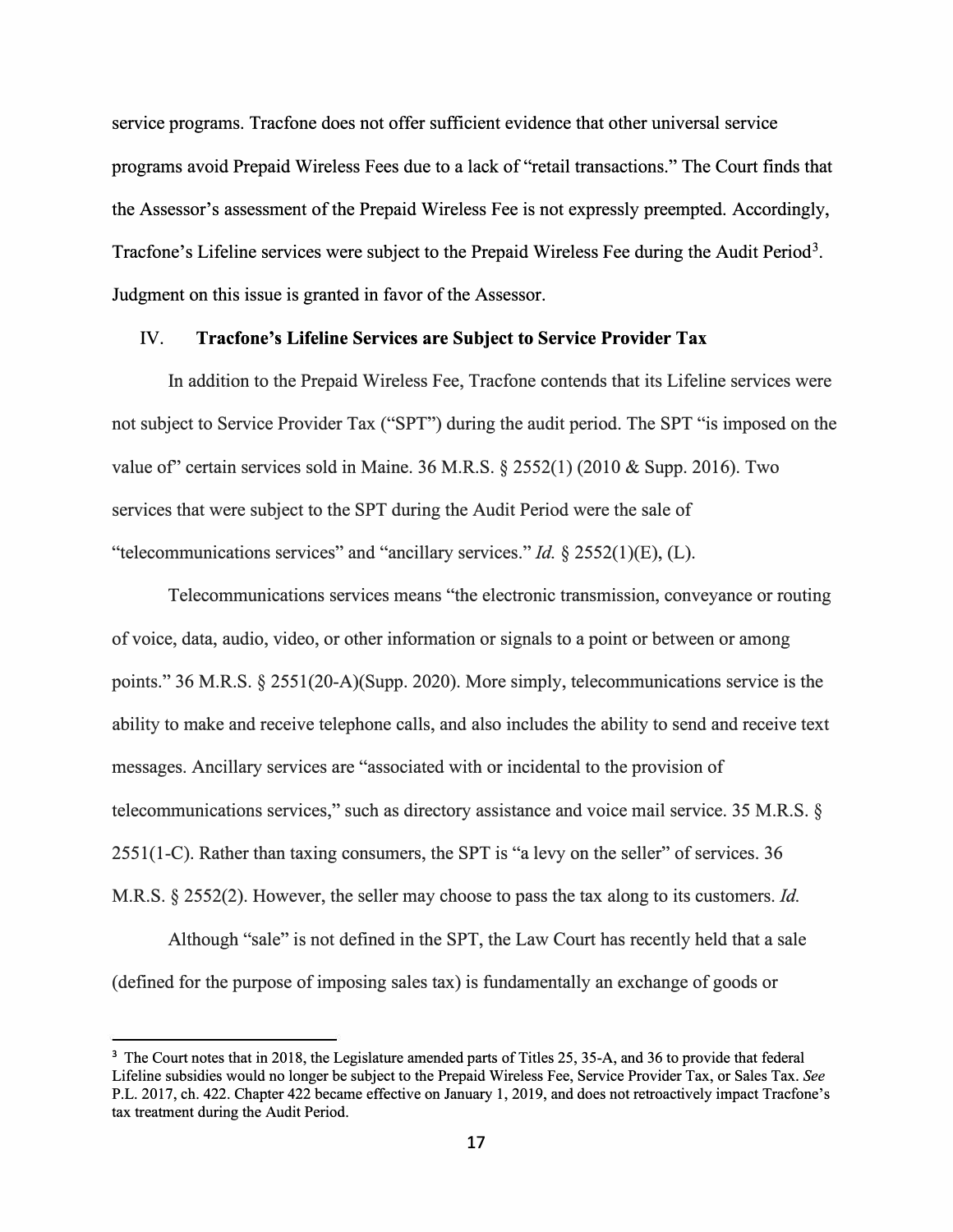service programs. Tracfone does not offer sufficient evidence that other universal service programs avoid Prepaid Wireless Fees due to a lack of "retail transactions." The Court finds that the Assessor's assessment of the Prepaid Wireless Fee is not expressly preempted. Accordingly, Tracfone's Lifeline services were subject to the Prepaid Wireless Fee during the Audit Period[3]. Judgment on this issue is granted in favor of the Assessor.

## IV. **Tracfone's Lifeline Services are Subject to Service Provider Tax**

In addition to the Prepaid Wireless Fee, Tracfone contends that its Lifeline services were not subject to Service Provider Tax ("SPT") during the audit period. The SPT "is imposed on the value of" certain services sold in Maine. 36 M.R.S. § 2552(1) (2010 & Supp. 2016). Two services that were subject to the SPT during the Audit Period were the sale of "telecommunications services" and "ancillary services." *Id.* § 2552(1)(E), (L).

Telecommunications services means "the electronic transmission, conveyance or routing of voice, data, audio, video, or other information or signals to a point or between or among points." 36 M.R.S. § 2551(20-A)(Supp. 2020). More simply, telecommunications service is the ability to make and receive telephone calls, and also includes the ability to send and receive text messages. Ancillary services are "associated with or incidental to the provision of telecommunications services," such as directory assistance and voice mail service. 35 M.R.S. § 2551(1-C). Rather than taxing consumers, the SPT is "a levy on the seller" of services. 36 M.R.S. § 2552(2). However, the seller may choose to pass the tax along to its customers. *Id.*

Although "sale" is not defined in the SPT, the Law Court has recently held that a sale (defined for the purpose of imposing sales tax) is fundamentally an exchange of goods or

---

[3] The Court notes that in 2018, the Legislature amended parts of Titles 25, 35-A, and 36 to provide that federal Lifeline subsidies would no longer be subject to the Prepaid Wireless Fee, Service Provider Tax, or Sales Tax. *See* P.L. 2017, ch. 422. Chapter 422 became effective on January 1, 2019, and does not retroactively impact Tracfone's tax treatment during the Audit Period.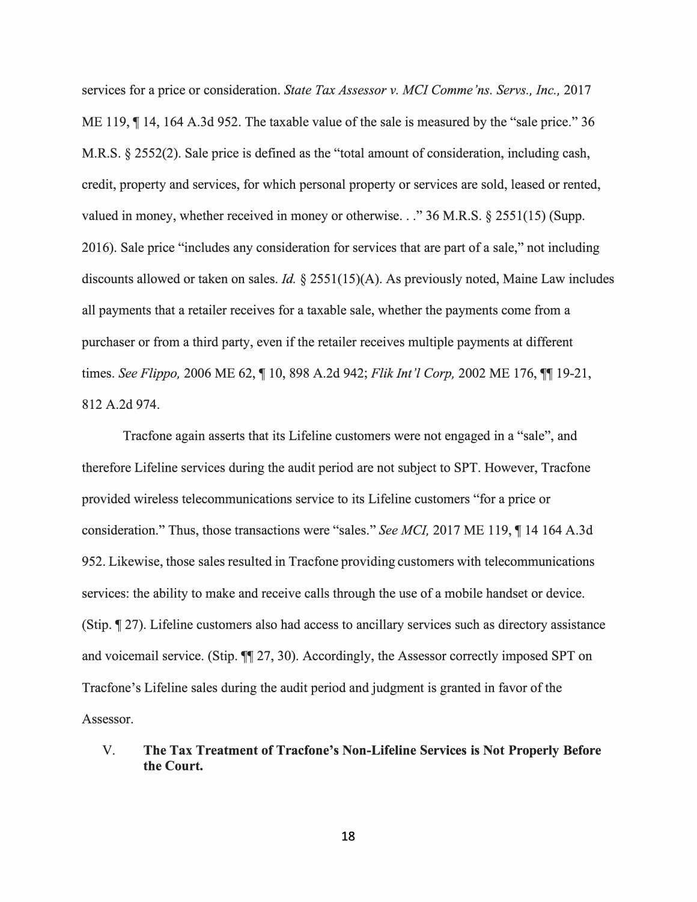services for a price or consideration. *State Tax Assessor v. MCI Commc'ns. Servs., Inc.,* 2017 ME 119, ¶ 14, 164 A.3d 952. The taxable value of the sale is measured by the "sale price." 36 M.R.S. § 2552(2). Sale price is defined as the "total amount of consideration, including cash, credit, property and services, for which personal property or services are sold, leased or rented, valued in money, whether received in money or otherwise. . ." 36 M.R.S. § 2551(15) (Supp. 2016). Sale price "includes any consideration for services that are part of a sale," not including discounts allowed or taken on sales. *Id.* § 2551(15)(A). As previously noted, Maine Law includes all payments that a retailer receives for a taxable sale, whether the payments come from a purchaser or from a third party, even if the retailer receives multiple payments at different times. *See Flippo,* 2006 ME 62, ¶ 10, 898 A.2d 942; *Flik Int'l Corp,* 2002 ME 176, ¶¶ 19-21, 812 A.2d 974.

Tracfone again asserts that its Lifeline customers were not engaged in a "sale", and therefore Lifeline services during the audit period are not subject to SPT. However, Tracfone provided wireless telecommunications service to its Lifeline customers "for a price or consideration." Thus, those transactions were "sales." *See MCI,* 2017 ME 119, ¶ 14 164 A.3d 952. Likewise, those sales resulted in Tracfone providing customers with telecommunications services: the ability to make and receive calls through the use of a mobile handset or device. (Stip. ¶ 27). Lifeline customers also had access to ancillary services such as directory assistance and voicemail service. (Stip. ¶¶ 27, 30). Accordingly, the Assessor correctly imposed SPT on Tracfone's Lifeline sales during the audit period and judgment is granted in favor of the Assessor.

## V. The Tax Treatment of Tracfone's Non-Lifeline Services is Not Properly Before the Court.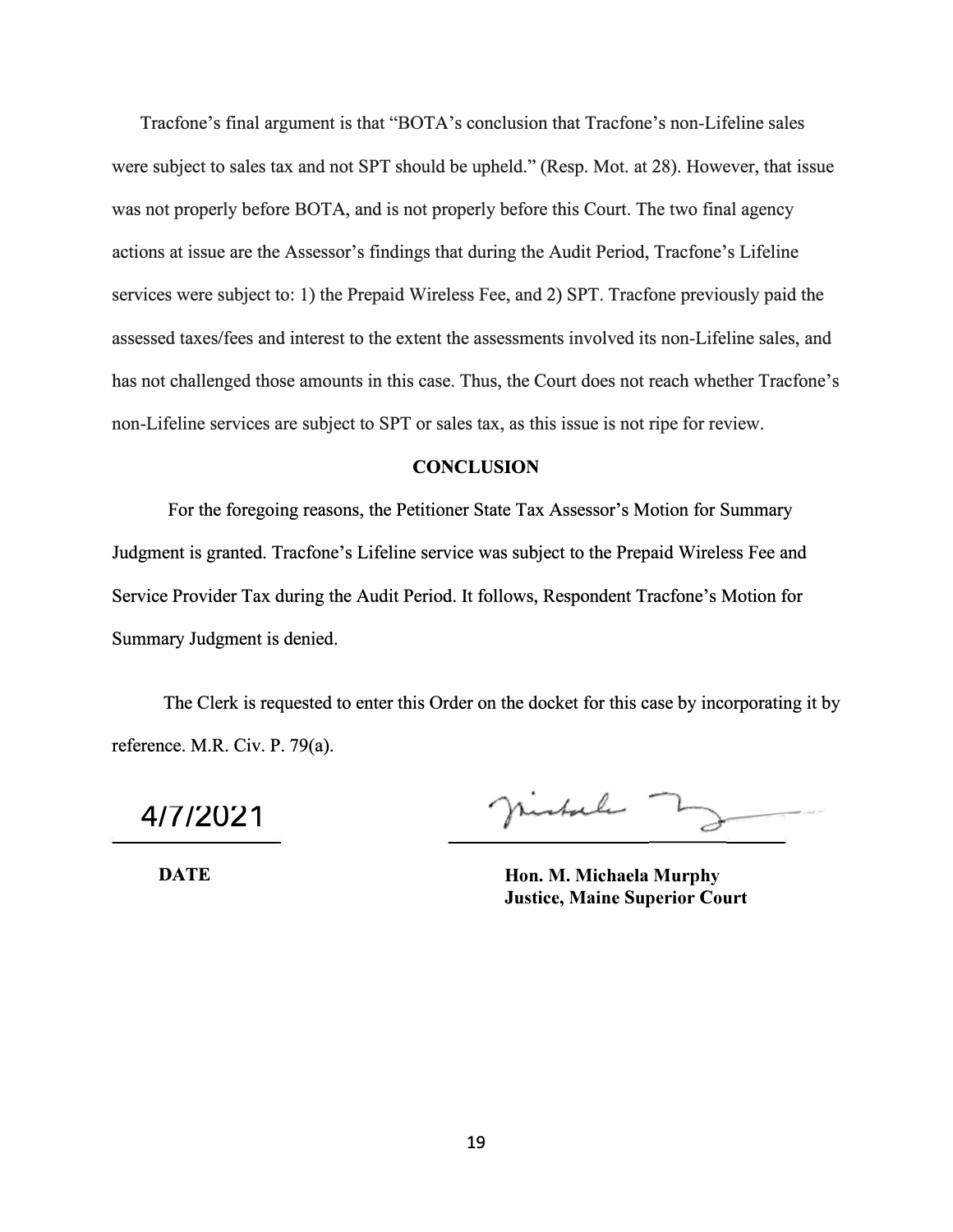Tracfone's final argument is that "BOTA's conclusion that Tracfone's non-Lifeline sales were subject to sales tax and not SPT should be upheld." (Resp. Mot. at 28). However, that issue was not properly before BOTA, and is not properly before this Court. The two final agency actions at issue are the Assessor's findings that during the Audit Period, Tracfone's Lifeline services were subject to: 1) the Prepaid Wireless Fee, and 2) SPT. Tracfone previously paid the assessed taxes/fees and interest to the extent the assessments involved its non-Lifeline sales, and has not challenged those amounts in this case. Thus, the Court does not reach whether Tracfone's non-Lifeline services are subject to SPT or sales tax, as this issue is not ripe for review.

## CONCLUSION

For the foregoing reasons, the Petitioner State Tax Assessor's Motion for Summary Judgment is granted. Tracfone's Lifeline service was subject to the Prepaid Wireless Fee and Service Provider Tax during the Audit Period. It follows, Respondent Tracfone's Motion for Summary Judgment is denied.

The Clerk is requested to enter this Order on the docket for this case by incorporating it by reference. M.R. Civ. P. 79(a).

4/7/2021

**DATE**

**Hon. M. Michaela Murphy**
**Justice, Maine Superior Court**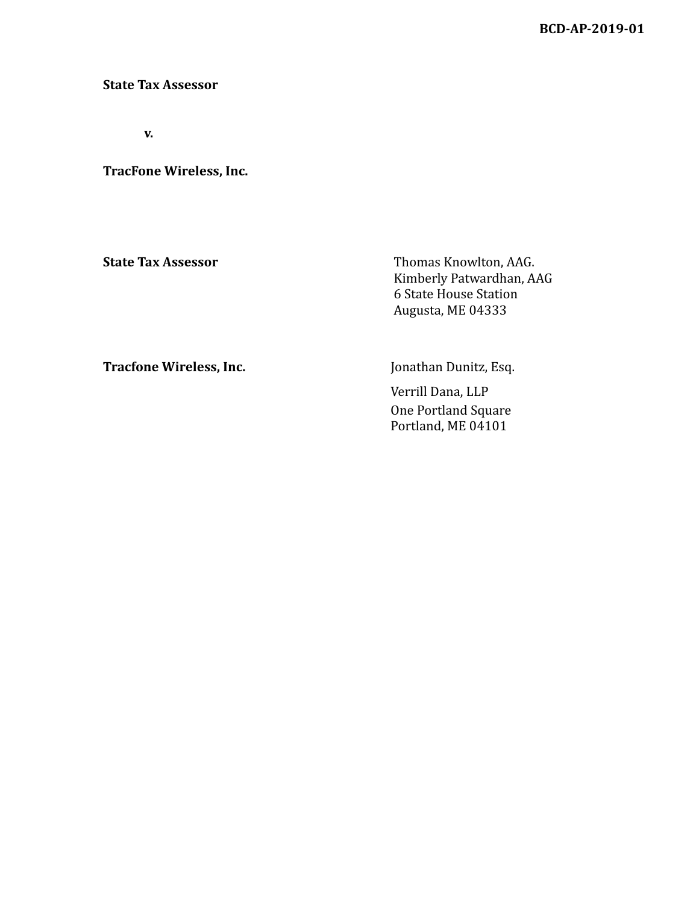**BCD-AP-2019-01**

**State Tax Assessor**

**v.**

**TracFone Wireless, Inc.**

| | |
|---|---|
| **State Tax Assessor** | Thomas Knowlton, AAG.<br>Kimberly Patwardhan, AAG<br>6 State House Station<br>Augusta, ME 04333 |
| **Tracfone Wireless, Inc.** | Jonathan Dunitz, Esq.<br>Verrill Dana, LLP<br>One Portland Square<br>Portland, ME 04101 |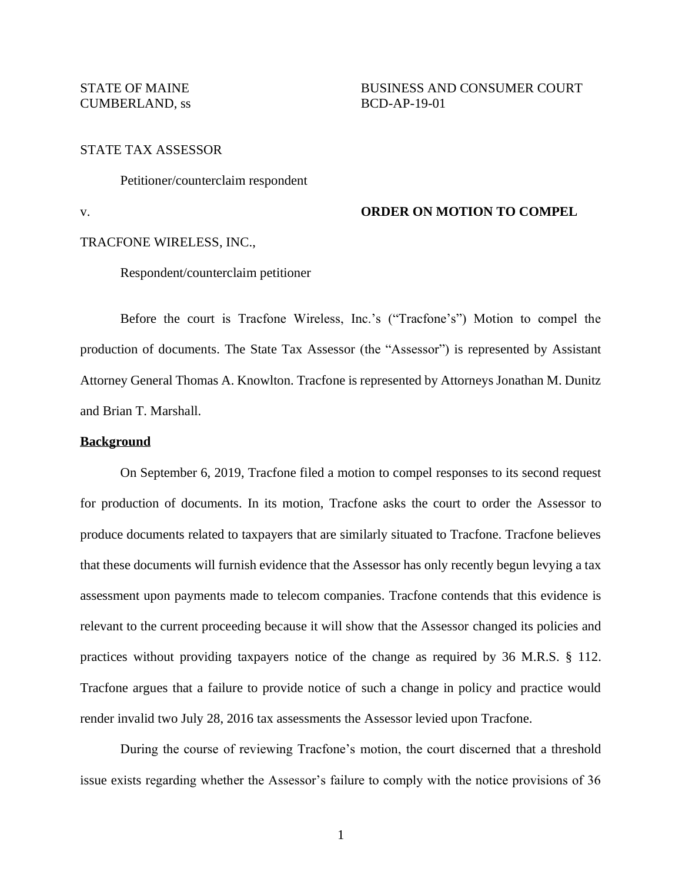STATE OF MAINE
CUMBERLAND, ss

BUSINESS AND CONSUMER COURT
BCD-AP-19-01

STATE TAX ASSESSOR

Petitioner/counterclaim respondent

v.

**ORDER ON MOTION TO COMPEL**

TRACFONE WIRELESS, INC.,

Respondent/counterclaim petitioner

Before the court is Tracfone Wireless, Inc.'s ("Tracfone's") Motion to compel the production of documents. The State Tax Assessor (the "Assessor") is represented by Assistant Attorney General Thomas A. Knowlton. Tracfone is represented by Attorneys Jonathan M. Dunitz and Brian T. Marshall.

**Background**

On September 6, 2019, Tracfone filed a motion to compel responses to its second request for production of documents. In its motion, Tracfone asks the court to order the Assessor to produce documents related to taxpayers that are similarly situated to Tracfone. Tracfone believes that these documents will furnish evidence that the Assessor has only recently begun levying a tax assessment upon payments made to telecom companies. Tracfone contends that this evidence is relevant to the current proceeding because it will show that the Assessor changed its policies and practices without providing taxpayers notice of the change as required by 36 M.R.S. § 112. Tracfone argues that a failure to provide notice of such a change in policy and practice would render invalid two July 28, 2016 tax assessments the Assessor levied upon Tracfone.

During the course of reviewing Tracfone's motion, the court discerned that a threshold issue exists regarding whether the Assessor's failure to comply with the notice provisions of 36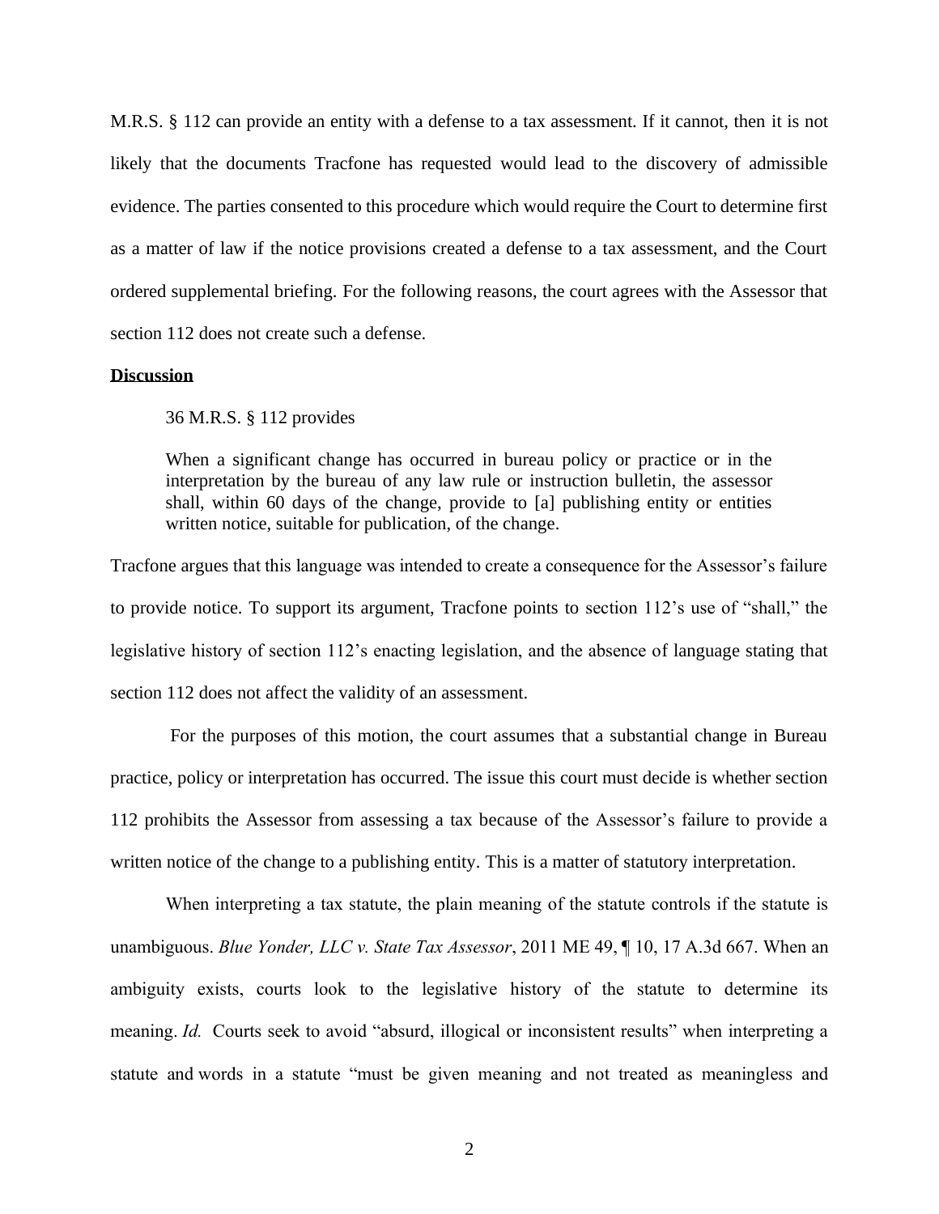M.R.S. § 112 can provide an entity with a defense to a tax assessment. If it cannot, then it is not likely that the documents Tracfone has requested would lead to the discovery of admissible evidence. The parties consented to this procedure which would require the Court to determine first as a matter of law if the notice provisions created a defense to a tax assessment, and the Court ordered supplemental briefing. For the following reasons, the court agrees with the Assessor that section 112 does not create such a defense.

**Discussion**

36 M.R.S. § 112 provides

> When a significant change has occurred in bureau policy or practice or in the interpretation by the bureau of any law rule or instruction bulletin, the assessor shall, within 60 days of the change, provide to [a] publishing entity or entities written notice, suitable for publication, of the change.

Tracfone argues that this language was intended to create a consequence for the Assessor's failure to provide notice. To support its argument, Tracfone points to section 112's use of "shall," the legislative history of section 112's enacting legislation, and the absence of language stating that section 112 does not affect the validity of an assessment.

For the purposes of this motion, the court assumes that a substantial change in Bureau practice, policy or interpretation has occurred. The issue this court must decide is whether section 112 prohibits the Assessor from assessing a tax because of the Assessor's failure to provide a written notice of the change to a publishing entity. This is a matter of statutory interpretation.

When interpreting a tax statute, the plain meaning of the statute controls if the statute is unambiguous. *Blue Yonder, LLC v. State Tax Assessor*, 2011 ME 49, ¶ 10, 17 A.3d 667. When an ambiguity exists, courts look to the legislative history of the statute to determine its meaning. *Id.* Courts seek to avoid "absurd, illogical or inconsistent results" when interpreting a statute and words in a statute "must be given meaning and not treated as meaningless and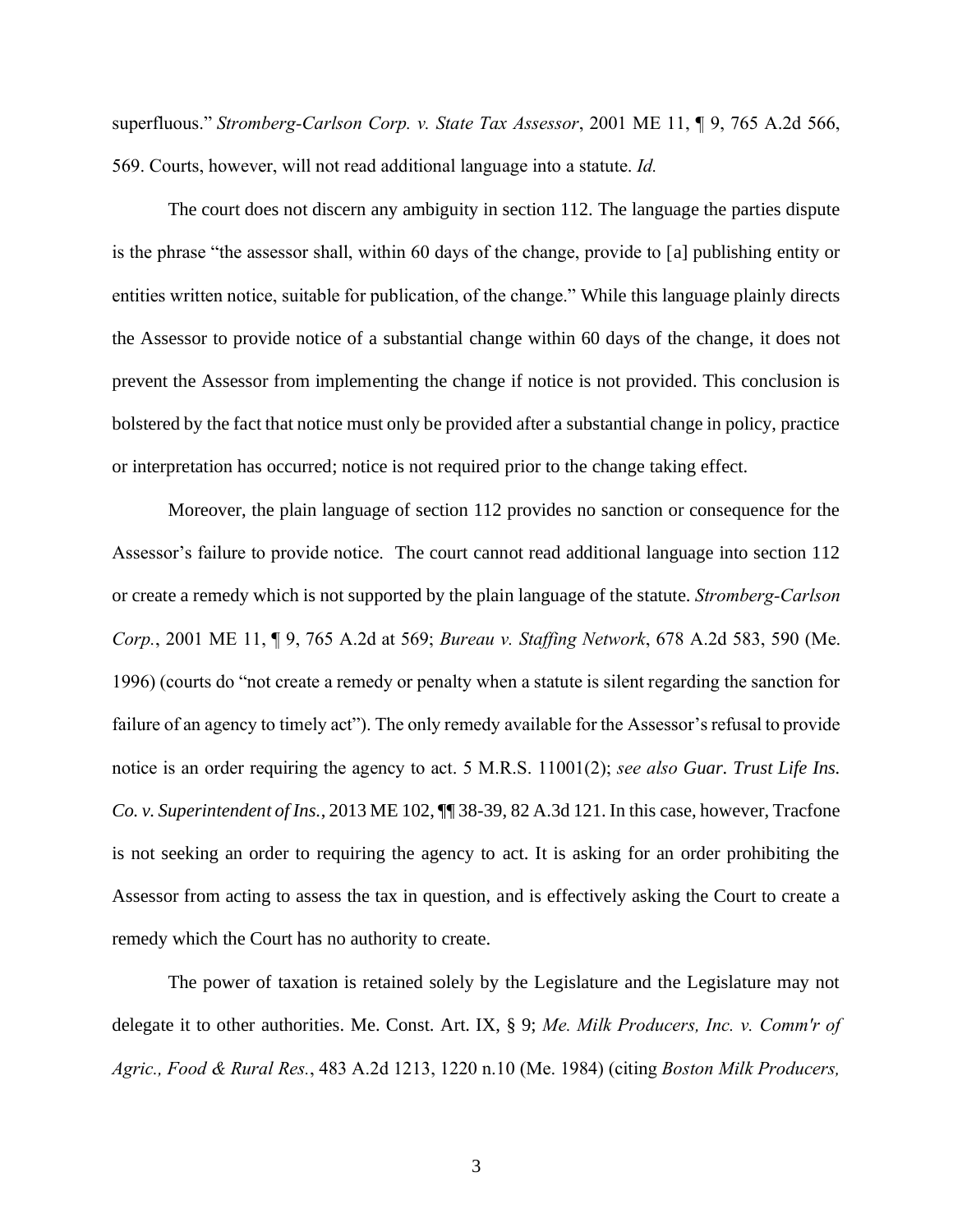superfluous." *Stromberg-Carlson Corp. v. State Tax Assessor*, 2001 ME 11, ¶ 9, 765 A.2d 566, 569. Courts, however, will not read additional language into a statute. *Id.*

The court does not discern any ambiguity in section 112. The language the parties dispute is the phrase "the assessor shall, within 60 days of the change, provide to [a] publishing entity or entities written notice, suitable for publication, of the change." While this language plainly directs the Assessor to provide notice of a substantial change within 60 days of the change, it does not prevent the Assessor from implementing the change if notice is not provided. This conclusion is bolstered by the fact that notice must only be provided after a substantial change in policy, practice or interpretation has occurred; notice is not required prior to the change taking effect.

Moreover, the plain language of section 112 provides no sanction or consequence for the Assessor's failure to provide notice. The court cannot read additional language into section 112 or create a remedy which is not supported by the plain language of the statute. *Stromberg-Carlson Corp.*, 2001 ME 11, ¶ 9, 765 A.2d at 569; *Bureau v. Staffing Network*, 678 A.2d 583, 590 (Me. 1996) (courts do "not create a remedy or penalty when a statute is silent regarding the sanction for failure of an agency to timely act"). The only remedy available for the Assessor's refusal to provide notice is an order requiring the agency to act. 5 M.R.S. 11001(2); *see also Guar. Trust Life Ins. Co. v. Superintendent of Ins.*, 2013 ME 102, ¶¶ 38-39, 82 A.3d 121. In this case, however, Tracfone is not seeking an order to requiring the agency to act. It is asking for an order prohibiting the Assessor from acting to assess the tax in question, and is effectively asking the Court to create a remedy which the Court has no authority to create.

The power of taxation is retained solely by the Legislature and the Legislature may not delegate it to other authorities. Me. Const. Art. IX, § 9; *Me. Milk Producers, Inc. v. Comm'r of Agric., Food & Rural Res.*, 483 A.2d 1213, 1220 n.10 (Me. 1984) (citing *Boston Milk Producers,*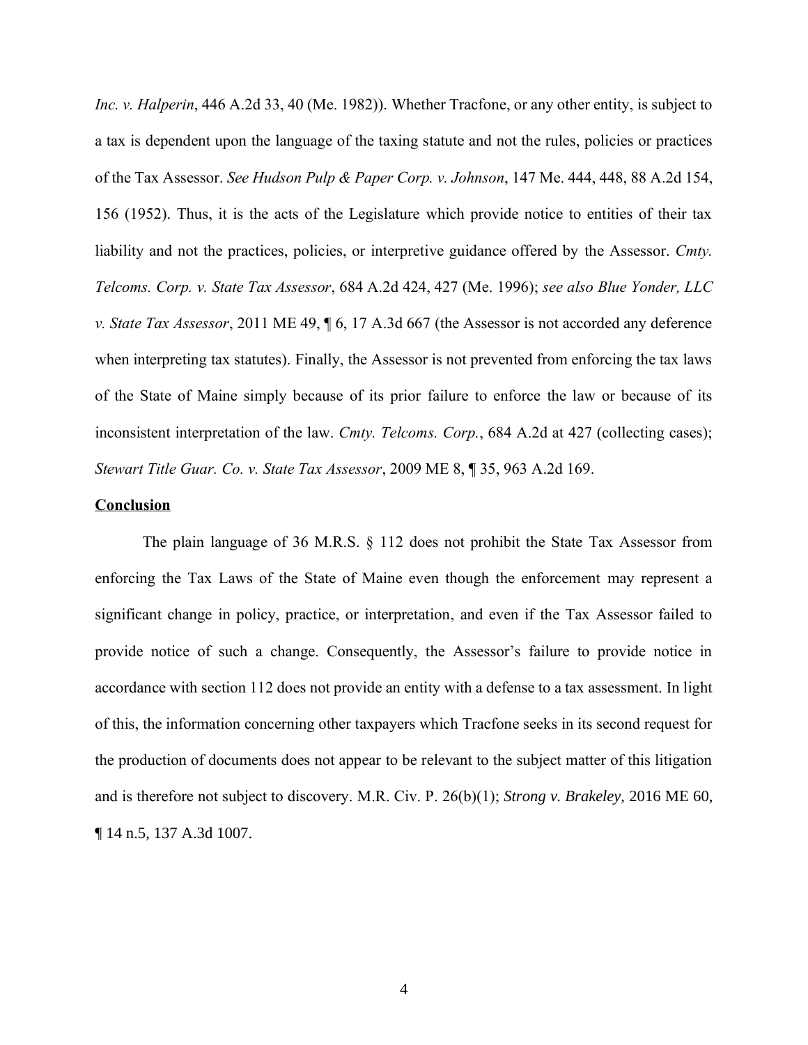*Inc. v. Halperin*, 446 A.2d 33, 40 (Me. 1982)). Whether Tracfone, or any other entity, is subject to a tax is dependent upon the language of the taxing statute and not the rules, policies or practices of the Tax Assessor. *See Hudson Pulp & Paper Corp. v. Johnson*, 147 Me. 444, 448, 88 A.2d 154, 156 (1952). Thus, it is the acts of the Legislature which provide notice to entities of their tax liability and not the practices, policies, or interpretive guidance offered by the Assessor. *Cmty. Telcoms. Corp. v. State Tax Assessor*, 684 A.2d 424, 427 (Me. 1996); *see also Blue Yonder, LLC v. State Tax Assessor*, 2011 ME 49, ¶ 6, 17 A.3d 667 (the Assessor is not accorded any deference when interpreting tax statutes). Finally, the Assessor is not prevented from enforcing the tax laws of the State of Maine simply because of its prior failure to enforce the law or because of its inconsistent interpretation of the law. *Cmty. Telcoms. Corp.*, 684 A.2d at 427 (collecting cases); *Stewart Title Guar. Co. v. State Tax Assessor*, 2009 ME 8, ¶ 35, 963 A.2d 169.

**Conclusion**

The plain language of 36 M.R.S. § 112 does not prohibit the State Tax Assessor from enforcing the Tax Laws of the State of Maine even though the enforcement may represent a significant change in policy, practice, or interpretation, and even if the Tax Assessor failed to provide notice of such a change. Consequently, the Assessor's failure to provide notice in accordance with section 112 does not provide an entity with a defense to a tax assessment. In light of this, the information concerning other taxpayers which Tracfone seeks in its second request for the production of documents does not appear to be relevant to the subject matter of this litigation and is therefore not subject to discovery. M.R. Civ. P. 26(b)(1); *Strong v. Brakeley*, 2016 ME 60, ¶ 14 n.5, 137 A.3d 1007.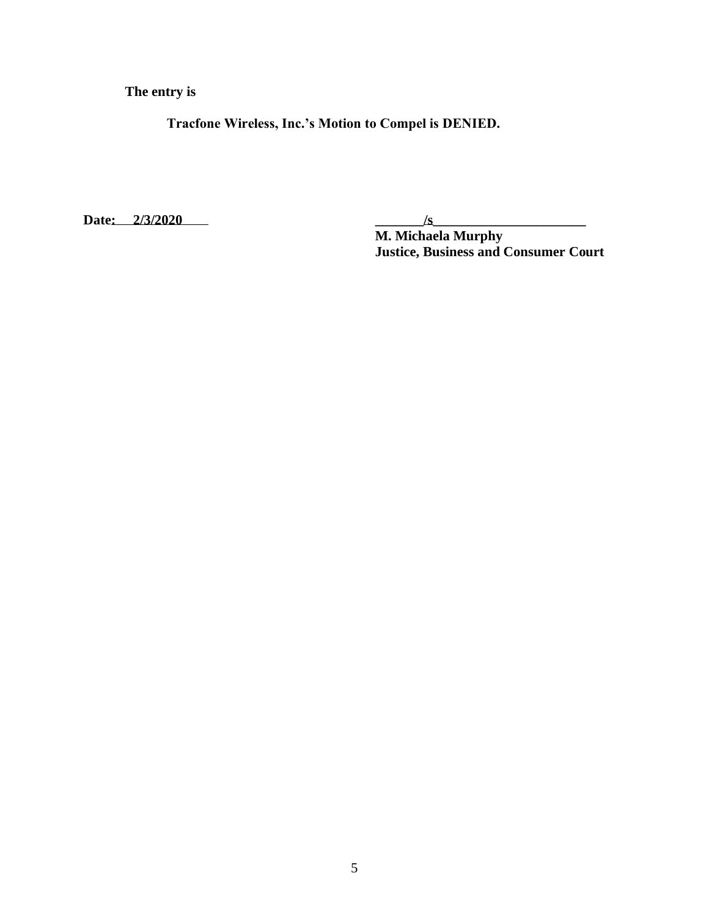**The entry is**

**Tracfone Wireless, Inc.'s Motion to Compel is DENIED.**

**Date: 2/3/2020**

**_______/s______________________**
**M. Michaela Murphy**
**Justice, Business and Consumer Court**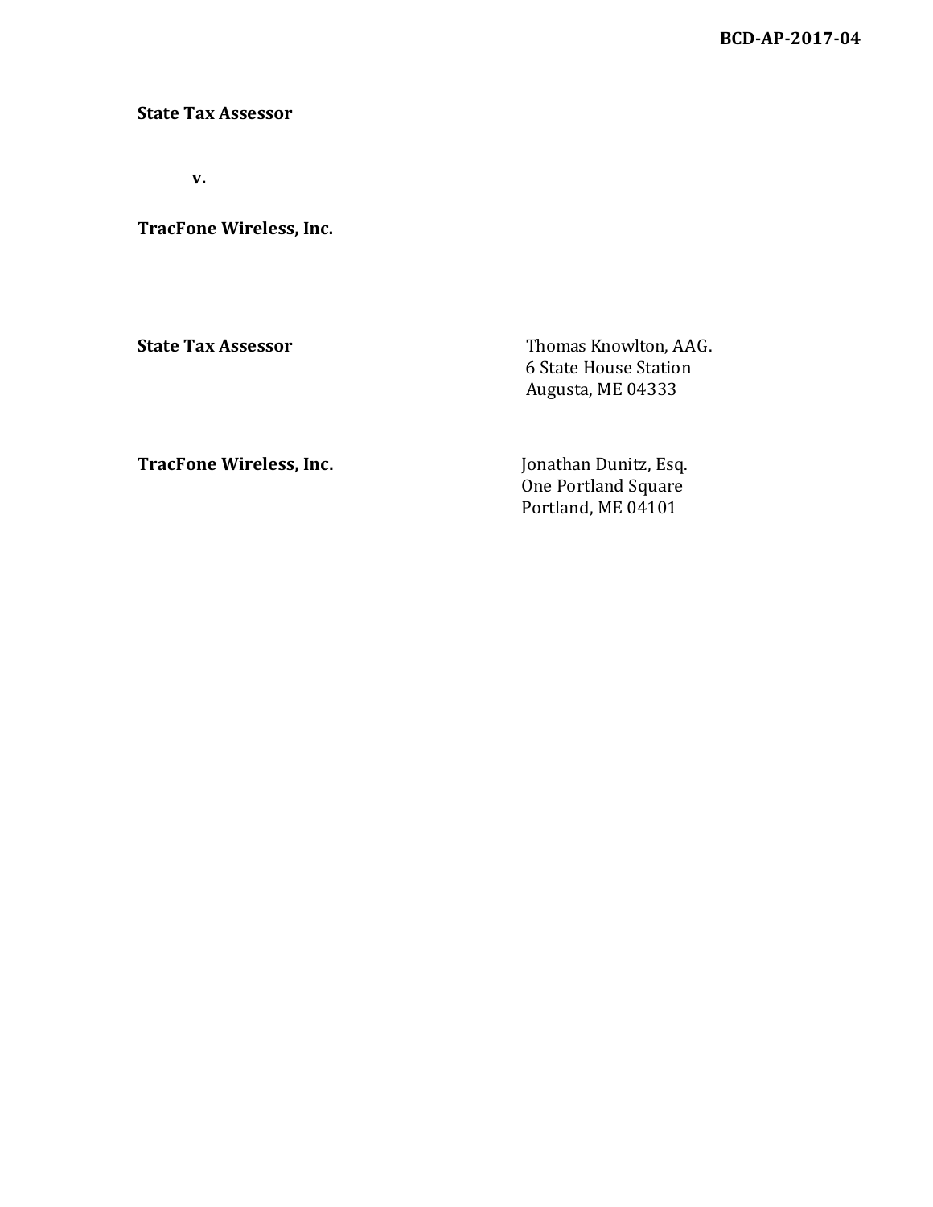**BCD-AP-2017-04**

**State Tax Assessor**

**v.**

**TracFone Wireless, Inc.**

| | |
|---|---|
| **State Tax Assessor** | Thomas Knowlton, AAG.<br>6 State House Station<br>Augusta, ME 04333 |
| **TracFone Wireless, Inc.** | Jonathan Dunitz, Esq.<br>One Portland Square<br>Portland, ME 04101 |